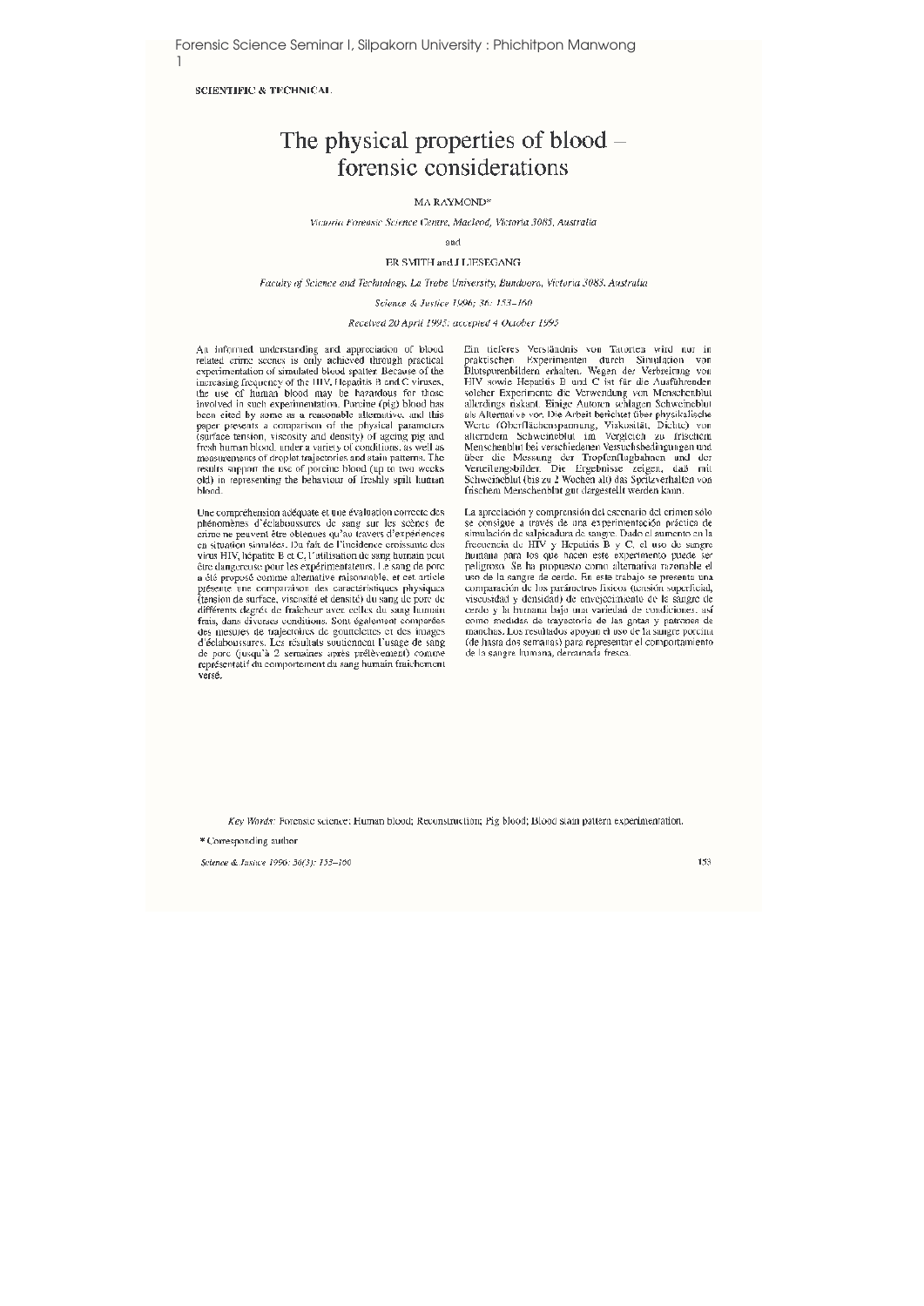SCIENTIFIC & TECHNICAL

# The physical properties of blood – forensic considerations

MA RAYMOND*

*Victoria Forensic Science Centre, Macleod, Victoria 3085, Australia*

and

ER SMITH and J LIESEGANG

*Faculty of Science and Technology, La Trobe University, Bundoora, Victoria 3083, Australia*

*Science & Justice 1996; 36: 153–160*

*Received 20 April 1995; accepted 4 October 1995*

An informed understanding and appreciation of blood related crime scenes is only achieved through practical experimentation of simulated blood spatter. Because of the increasing frequency of the HIV, Hepatitis B and C viruses, the use of human blood may be hazardous for those involved in such experimentation. Porcine (pig) blood has been cited by some as a reasonable alternative, and this paper presents a comparison of the physical parameters (surface tension, viscosity and density) of ageing pig and fresh human blood, under a variety of conditions, as well as measurements of droplet trajectories and stain patterns. The results support the use of porcine blood (up to two weeks old) in representing the behaviour of freshly spilt human blood.

Une compréhension adéquate et une évaluation correcte des phénomènes d'éclaboussures de sang sur les scènes de crime ne peuvent être obtenues qu'au travers d'expériences en situation simulées. Du fait de l'incidence croissante des virus HIV, hépatite B et C, l'utilisation de sang humain peut être dangereuse pour les expérimentateurs. Le sang de porc a été proposé comme alternative raisonnable, et cet article présente une comparaison des caractéristiques physiques (tension de surface, viscosité et densité) du sang de porc de différents degrés de fraîcheur avec celles du sang humain frais, dans diverses conditions. Sont également comparées des mesures de trajectoires de gouttelettes et des images d'éclaboussures. Les résultats soutiennent l'usage de sang de porc (jusqu'à 2 semaines après prélèvement) comme représentatif du comportement du sang humain fraîchement versé.

Ein tieferes Verständnis von Tatorten wird nur in praktischen Experimenten durch Simulation von Blutspurenbildern erhalten. Wegen der Verbreitung von HIV sowie Hepatitis B und C ist für die Ausführenden solcher Experimente die Verwendung von Menschenblut allerdings riskant. Einige Autoren schlagen Schweineblut als Alternative vor. Die Arbeit berichtet über physikalische Werte (Oberflächenspannung, Viskosität, Dichte) von alterndem Schweineblut im Vergleich zu frischem Menschenblut bei verschiedenen Versuchsbedingungen und über die Messung der Tropfenflugbahnen und der Verteilungsbilder. Die Ergebnisse zeigen, daß mit Schweineblut (bis zu 2 Wochen alt) das Spritzverhalten von frischem Menschenblut gut dargestellt werden kann.

La apreciación y comprensión del escenario del crimen sólo se consigue a través de una experimentación práctica de simulación de salpicadura de sangre. Dado el aumento en la frecuencia de HIV y Hepatitis B y C, el uso de sangre humana para los que hacen este experimento puede ser peligroso. Se ha propuesto como alternativa razonable el uso de la sangre de cerdo. En este trabajo se presenta una comparación de los parámetros físicos (tensión superficial, viscosidad y densidad) de envejecimiento de la sangre de cerdo y la humana bajo una variedad de condiciones, así como medidas de trayectoria de las gotas y patrones de manchas. Los resultados apoyan el uso de la sangre porcina (de hasta dos semanas) para representar el comportamiento de la sangre humana, derramada fresca.

*Key Words:* Forensic science; Human blood; Reconstruction; Pig blood; Blood stain pattern experimentation.

\* Corresponding author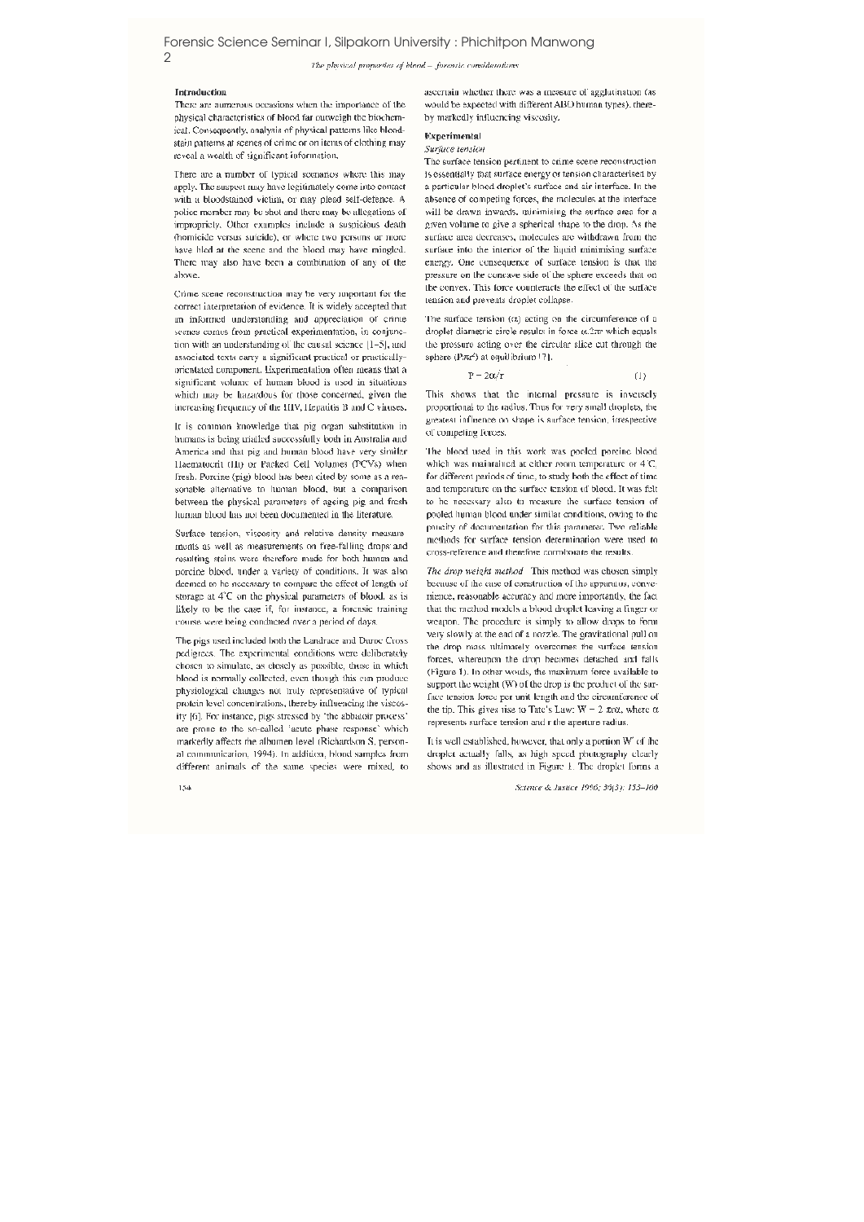## Introduction

There are numerous occasions when the importance of the physical characteristics of blood far outweigh the biochemical. Consequently, analysis of physical patterns like bloodstain patterns at scenes of crime or on items of clothing may reveal a wealth of significant information.

There are a number of typical scenarios where this may apply. The suspect may have legitimately come into contact with a bloodstained victim, or may plead self-defence. A police member may be shot and there may be allegations of impropriety. Other examples include a suspicious death (homicide versus suicide), or where two persons or more have bled at the scene and the blood may have mingled. There may also have been a combination of any of the above.

Crime scene reconstruction may be very important for the correct interpretation of evidence. It is widely accepted that an informed understanding and appreciation of crime scenes comes from practical experimentation, in conjunction with an understanding of the causal science [1–5], and associated texts carry a significant practical or practically-orientated component. Experimentation often means that a significant volume of human blood is used in situations which may be hazardous for those concerned, given the increasing frequency of the HIV, Hepatitis B and C viruses.

It is common knowledge that pig organ substitution in humans is being trialled successfully both in Australia and America and that pig and human blood have very similar Haematocrit (Ht) or Packed Cell Volumes (PCVs) when fresh. Porcine (pig) blood has been cited by some as a reasonable alternative to human blood, but a comparison between the physical parameters of ageing pig and fresh human blood has not been documented in the literature.

Surface tension, viscosity and relative density measurements as well as measurements on free-falling drops and resulting stains were therefore made for both human and porcine blood, under a variety of conditions. It was also deemed to be necessary to compare the effect of length of storage at 4°C on the physical parameters of blood, as is likely to be the case if, for instance, a forensic training course were being conducted over a period of days.

The pigs used included both the Landrace and Duroc Cross pedigrees. The experimental conditions were deliberately chosen to simulate, as closely as possible, those in which blood is normally collected, even though this can produce physiological changes not truly representative of typical protein level concentrations, thereby influencing the viscosity [6]. For instance, pigs stressed by 'the abbatoir process' are prone to the so-called 'acute phase response' which markedly affects the albumen level (Richardson S, personal communication, 1994). In addition, blood samples from different animals of the same species were mixed, to ascertain whether there was a measure of agglutination (as would be expected with different ABO human types), thereby markedly influencing viscosity.

## Experimental

### *Surface tension*

The surface tension pertinent to crime scene reconstruction is essentially that surface energy or tension characterised by a particular blood droplet's surface and air interface. In the absence of competing forces, the molecules at the interface will be drawn inwards, minimising the surface area for a given volume to give a spherical shape to the drop. As the surface area decreases, molecules are withdrawn from the surface into the interior of the liquid minimising surface energy. One consequence of surface tension is that the pressure on the concave side of the sphere exceeds that on the convex. This force counteracts the effect of the surface tension and prevents droplet collapse.

The surface tension ($\alpha$) acting on the circumference of a droplet diametric circle results in force $\alpha.2\pi r$ which equals the pressure acting over the circular slice cut through the sphere ($P\pi r^2$) at equilibrium [7].

$$P = 2\alpha/r \qquad (1)$$

This shows that the internal pressure is inversely proportional to the radius. Thus for very small droplets, the greatest influence on shape is surface tension, irrespective of competing forces.

The blood used in this work was pooled porcine blood which was maintained at either room temperature or 4°C for different periods of time, to study both the effect of time and temperature on the surface tension of blood. It was felt to be necessary also to measure the surface tension of pooled human blood under similar conditions, owing to the paucity of documentation for this parameter. Two reliable methods for surface tension determination were used to cross-reference and therefore corroborate the results.

*The drop weight method* This method was chosen simply because of the ease of construction of the apparatus, convenience, reasonable accuracy and more importantly, the fact that the method models a blood droplet leaving a finger or weapon. The procedure is simply to allow drops to form very slowly at the end of a nozzle. The gravitational pull on the drop mass ultimately overcomes the surface tension forces, whereupon the drop becomes detached and falls (Figure 1). In other words, the maximum force available to support the weight (W) of the drop is the product of the surface tension force per unit length and the circumference of the tip. This gives rise to Tate's Law: $W = 2\pi r\alpha$, where $\alpha$ represents surface tension and r the aperture radius.

It is well established, however, that only a portion W' of the droplet actually falls, as high speed photography clearly shows and as illustrated in Figure 1. The droplet forms a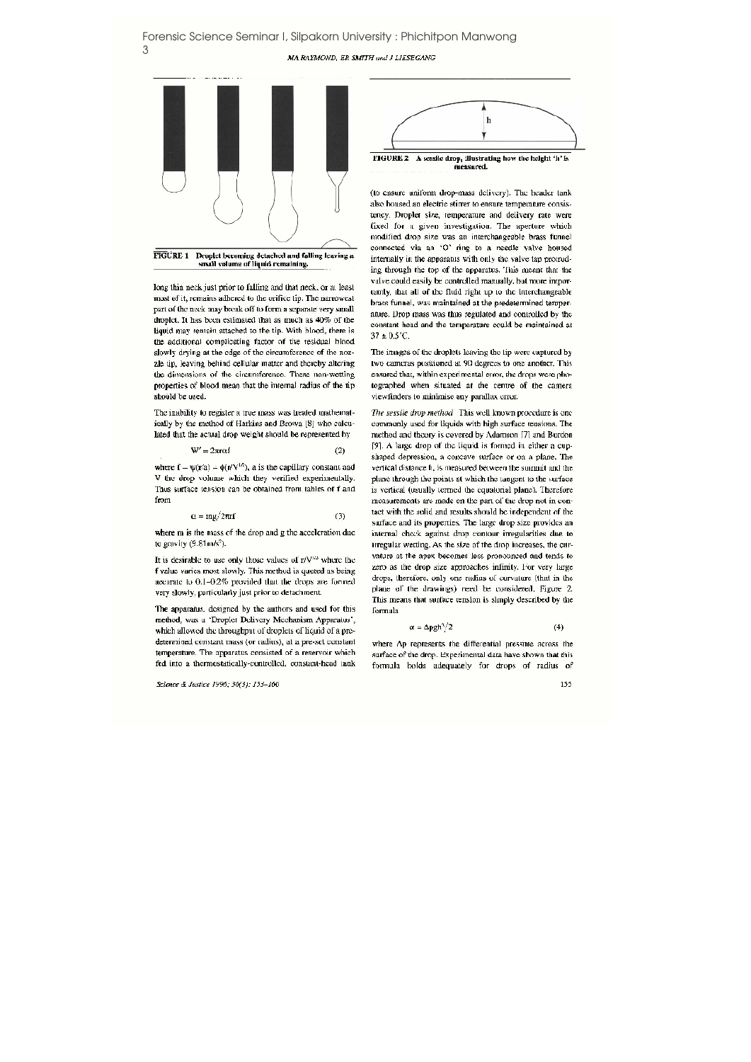FIGURE 1 Droplet becoming detached and falling leaving a small volume of liquid remaining.

long thin neck just prior to falling and that neck, or at least most of it, remains adhered to the orifice tip. The narrowest part of the neck may break off to form a separate very small droplet. It has been estimated that as much as 40% of the liquid may remain attached to the tip. With blood, there is the additional complicating factor of the residual blood slowly drying at the edge of the circumference of the nozzle tip, leaving behind cellular matter and thereby altering the dimensions of the circumference. These non-wetting properties of blood mean that the internal radius of the tip should be used.

The inability to register a true mass was treated mathematically by the method of Harkins and Brown [8] who calculated that the actual drop weight should be represented by

$$W' = 2\pi r \alpha f \qquad (2)$$

where $f = \psi(r/a) = \phi(r/V^{1/3})$, a is the capillary constant and V the drop volume which they verified experimentally. Thus surface tension can be obtained from tables of f and from

$$\alpha = mg/2\pi r f \qquad (3)$$

where m is the mass of the drop and g the acceleration due to gravity ($9.81 m/s^2$).

It is desirable to use only those values of $r/V^{1/3}$ where the f value varies most slowly. This method is quoted as being accurate to 0.1–0.2% provided that the drops are formed very slowly, particularly just prior to detachment.

The apparatus, designed by the authors and used for this method, was a 'Droplet Delivery Mechanism Apparatus', which allowed the throughput of droplets of liquid of a predetermined constant mass (or radius), at a pre-set constant temperature. The apparatus consisted of a reservoir which fed into a thermostatically-controlled, constant-head tank (to ensure uniform drop-mass delivery). The header tank also housed an electric stirrer to ensure temperature consistency. Droplet size, temperature and delivery rate were fixed for a given investigation. The aperture which modified drop size was an interchangeable brass funnel connected via an 'O' ring to a needle valve housed internally in the apparatus with only the valve tap protruding through the top of the apparatus. This meant that the valve could easily be controlled manually, but more importantly, that all of the fluid right up to the interchangeable brass funnel, was maintained at the predetermined temperature. Drop mass was thus regulated and controlled by the constant head and the temperature could be maintained at 37 ± 0.5°C.

The images of the droplets leaving the tip were captured by two cameras positioned at 90 degrees to one another. This ensured that, within experimental error, the drops were photographed when situated at the centre of the camera viewfinders to minimise any parallax error.

FIGURE 2 A sessile drop, illustrating how the height 'h' is measured.

*The sessile drop method* This well known procedure is one commonly used for liquids with high surface tensions. The method and theory is covered by Adamson [7] and Burdon [9]. A large drop of the liquid is formed in either a cup-shaped depression, a concave surface or on a plane. The vertical distance h, is measured between the summit and the plane through the points at which the tangent to the surface is vertical (usually termed the equatorial plane). Therefore measurements are made on the part of the drop not in contact with the solid and results should be independent of the surface and its properties. The large drop size provides an internal check against drop contour irregularities due to irregular wetting. As the size of the drop increases, the curvature at the apex becomes less pronounced and tends to zero as the drop size approaches infinity. For very large drops, therefore, only one radius of curvature (that in the plane of the drawings) need be considered, Figure 2. This means that surface tension is simply described by the formula

$$\alpha = \Delta\rho g h^2/2 \qquad (4)$$

where $\Delta\rho$ represents the differential pressure across the surface of the drop. Experimental data have shown that this formula holds adequately for drops of radius of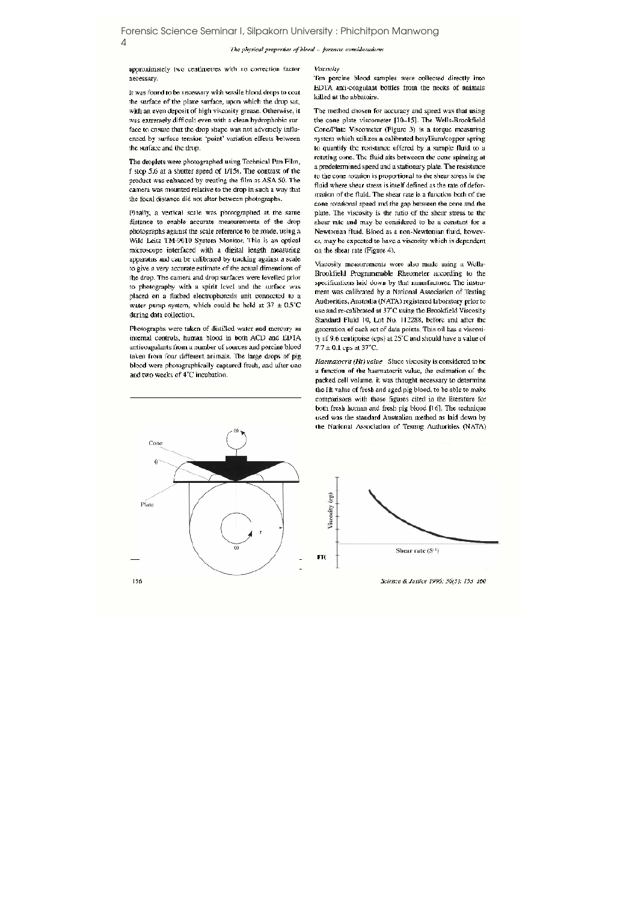approximately two centimetres with no correction factor necessary.

It was found to be necessary with sessile blood drops to coat the surface of the plane surface, upon which the drop sat, with an even deposit of high viscosity grease. Otherwise, it was extremely difficult even with a clean hydrophobic surface to ensure that the drop shape was not adversely influenced by surface tension 'point' variation effects between the surface and the drop.

The droplets were photographed using Technical Pan Film, f stop 5.6 at a shutter speed of 1/15s. The contrast of the product was enhanced by treating the film as ASA 50. The camera was mounted relative to the drop in such a way that the focal distance did not alter between photographs.

Finally, a vertical scale was photographed at the same distance to enable accurate measurements of the drop photographs against the scale reference to be made, using a Wild Leitz TM-9010 System Monitor. This is an optical microscope interfaced with a digital length measuring apparatus and can be calibrated by tracking against a scale to give a very accurate estimate of the actual dimensions of the drop. The camera and drop surfaces were levelled prior to photography with a spirit level and the surface was placed on a flatbed electrophoresis unit connected to a water pump system, which could be held at 37 ± 0.5°C during data collection.

Photographs were taken of distilled water and mercury as internal controls, human blood in both ACD and EDTA anticoagulants from a number of sources and porcine blood taken from four different animals. The large drops of pig blood were photographically captured fresh, and after one and two weeks of 4°C incubation.

*Viscosity*

Ten porcine blood samples were collected directly into EDTA anti-coagulant bottles from the necks of animals killed at the abbatoirs.

The method chosen for accuracy and speed was that using the cone plate viscometer [10–15]. The Wells-Brookfield Cone/Plate Viscometer (Figure 3) is a torque measuring system which utilizes a calibrated beryllium/copper spring to quantify the resistance offered by a sample fluid to a rotating cone. The fluid sits between the cone spinning at a predetermined speed and a stationary plate. The resistance to the cone rotation is proportional to the shear stress in the fluid where shear stress is itself defined as the rate of deformation of the fluid. The shear rate is a function both of the cone rotational speed and the gap between the cone and the plate. The viscosity is the ratio of the shear stress to the shear rate and may be considered to be a constant for a Newtonian fluid. Blood as a non-Newtonian fluid, however, may be expected to have a viscosity which is dependent on the shear rate (Figure 4).

Viscosity measurements were also made using a Wells-Brookfield Programmable Rheometer according to the specifications laid down by that manufacturer. The instrument was calibrated by a National Association of Testing Authorities, Australia (NATA) registered laboratory prior to use and re-calibrated at 37°C using the Brookfield Viscosity Standard Fluid 10, Lot No. 112288, before and after the generation of each set of data points. This oil has a viscosity of 9.6 centipoise (cps) at 25°C and should have a value of 7.7 ± 0.1 cps at 37°C.

*Haematocrit (Ht) value* Since viscosity is considered to be a function of the haematocrit value, the estimation of the packed cell volume, it was thought necessary to determine the Ht value of fresh and aged pig blood, to be able to make comparisons with those figures cited in the literature for both fresh human and fresh pig blood [16]. The technique used was the standard Australian method as laid down by the National Association of Testing Authorities (NATA)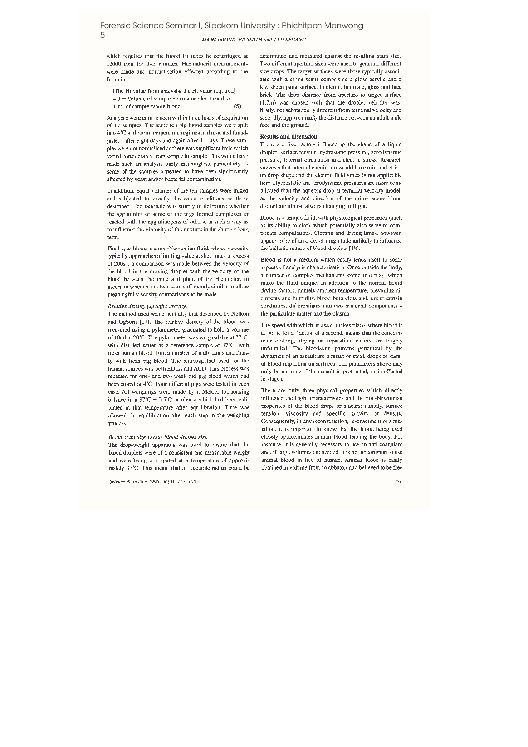which requires that the blood Ht tubes be centrifuged at 12000 rpm for 3–5 minutes. Haematocrit measurements were made and normalisation effected according to the formula

$$\left[\text{The Ht value from analysis/ the Ht value required}\right] - 1 = \text{Volume of sample plasma needed to add to 1 ml of sample whole blood} \quad (5)$$

Analyses were commenced within three hours of acquisition of the samples. The same ten pig blood samples were split into 4°C and room temperature regimes and re-tested (unadjusted) after eight days and again after 14 days. These samples were not normalised as there was significant lysis which varied considerably from sample to sample. This would have made such an analysis fairly meaningless, particularly as some of the samples appeared to have been significantly affected by yeast and/or bacterial contamination.

In addition, equal volumes of the ten samples were mixed and subjected to exactly the same conditions as those described. The rationale was simply to determine whether the agglutinins of some of the pigs formed complexes or reacted with the agglutinogens of others, in such a way as to influence the viscosity of the mixture in the short or long term.

Finally, as blood is a non-Newtonian fluid, whose viscosity typically approaches a limiting value at shear rates in excess of $200\text{s}^{-1}$, a comparison was made between the velocity of the blood in the moving droplet with the velocity of the blood between the cone and plate of the rheometer, to ascertain whether the two were sufficiently similar to allow meaningful viscosity comparisons to be made.

*Relative density (specific gravity)*

The method used was essentially that described by Nelkon and Ogborn [17]. The relative density of the blood was measured using a pyknometer graduated to hold a volume of 10ml at 20°C. The pyknometer was weighed dry at 37°C, with distilled water as a reference sample at 37°C, with fresh human blood from a number of individuals and finally with fresh pig blood. The anticoagulant used for the human sources was both EDTA and ACD. This process was repeated for one- and two week old pig blood which had been stored at 4°C. Four different pigs were tested in each case. All weighings were made by a Mettler top-loading balance in a 37°C ± 0.5°C incubator which had been calibrated at that temperature after equilibration. Time was allowed for equilibration after each step in the weighing process.

*Blood stain size versus blood droplet size*

The drop-weight apparatus was used to ensure that the blood droplets were of a consistent and measurable weight and were being propagated at a temperature of approximately 37°C. This meant that an accurate radius could be determined and measured against the resulting stain size. Two different aperture sizes were used to generate different size drops. The target surfaces were those typically associated with a crime scene comprising a gloss acrylic and a low sheen paint surface, linoleum, laminate, glass and face brick. The drop distance from aperture to target surface (1.7m) was chosen such that the droplet velocity was, firstly, not substantially different from terminal velocity and secondly, approximately the distance between an adult male face and the ground.

## Results and discussion

There are five factors influencing the shape of a liquid droplet: surface tension, hydrostatic pressure, aerodynamic pressure, internal circulation and electric stress. Research suggests that internal circulation would have minimal effect on drop shape and the electric field stress is not applicable here. Hydrostatic and aerodynamic pressures are more complicated than the aqueous drop at terminal velocity model, as the velocity and direction of the crime scene blood droplet are almost always changing in flight.

Blood is a unique fluid, with physiological properties (such as its ability to clot), which potentially also serve to complicate computations. Clotting and drying times, however, appear to be of an order of magnitude unlikely to influence the ballistic nature of blood droplets [18].

Blood is not a medium which easily lends itself to some aspects of analysis characterisation. Once outside the body, a number of complex mechanisms come into play, which make the fluid unique. In addition to the normal liquid drying factors, namely ambient temperature, prevailing air currents and humidity, blood both clots and, under certain conditions, differentiates into two principal components – the particulate matter and the plasma.

The speed with which an assault takes place, where blood is airborne for a fraction of a second, means that the concerns over clotting, drying or separation factors are largely unfounded. The bloodstain patterns generated by the dynamics of an assault are a result of small drops or stains of blood impacting on surfaces. The parameters above may only be an issue if the assault is protracted, or is effected in stages.

There are only three physical properties which directly influence the flight characteristics and the non-Newtonian properties of the blood drops or smears: namely, surface tension, viscosity and specific gravity or density. Consequently, in any reconstruction, re-enactment or simulation, it is important to know that the blood being used closely approximates human blood leaving the body. For instance, it is generally necessary to use an anti-coagulant and, if large volumes are needed, it is not uncommon to use animal blood in lieu of human. Animal blood is easily obtained in volume from an abbatoir and believed to be free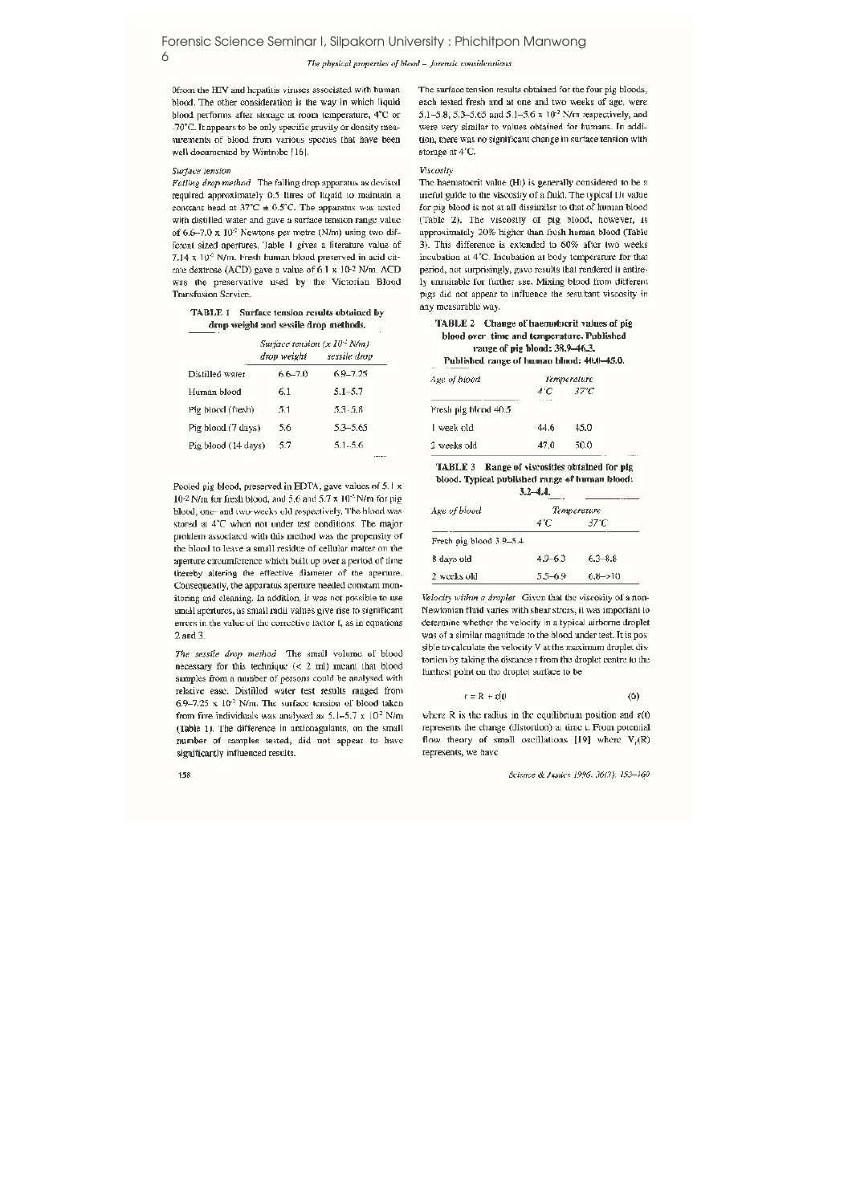0from the HIV and hepatitis viruses associated with human blood. The other consideration is the way in which liquid blood performs after storage at room temperature, 4°C or -70°C. It appears to be only specific gravity or density measurements of blood from various species that have been well documented by Wintrobe [16].

### Surface tension

*Falling drop method* The falling drop apparatus as devised required approximately 0.5 litres of liquid to maintain a constant head at 37°C ± 0.5°C. The apparatus was tested with distilled water and gave a surface tension range value of 6.6–7.0 x $10^{-2}$ Newtons per metre (N/m) using two different sized apertures. Table 1 gives a literature value of 7.14 x $10^{-2}$ N/m. Fresh human blood preserved in acid citrate dextrose (ACD) gave a value of 6.1 x 10-2 N/m. ACD was the preservative used by the Victorian Blood Transfusion Service.

**TABLE 1 Surface tension results obtained by drop weight and sessile drop methods.**

| | Surface tension ($x\ 10^{-2}$ N/m) | |
|---|---|---|
| | drop weight | sessile drop |
| Distilled water | 6.6–7.0 | 6.9–7.25 |
| Human blood | 6.1 | 5.1–5.7 |
| Pig blood (fresh) | 5.1 | 5.3–5.8 |
| Pig blood (7 days) | 5.6 | 5.3–5.65 |
| Pig blood (14 days) | 5.7 | 5.1–5.6 |

Pooled pig blood, preserved in EDTA, gave values of 5.1 x 10-2 N/m for fresh blood, and 5.6 and 5.7 x $10^{-2}$ N/m for pig blood, one- and two-weeks old respectively. The blood was stored at 4°C when not under test conditions. The major problem associated with this method was the propensity of the blood to leave a small residue of cellular matter on the aperture circumference which built up over a period of time thereby altering the effective diameter of the aperture. Consequently, the apparatus aperture needed constant monitoring and cleaning. In addition, it was not possible to use small apertures, as small radii values give rise to significant errors in the value of the corrective factor f, as in equations 2 and 3.

*The sessile drop method* The small volume of blood necessary for this technique (< 2 ml) meant that blood samples from a number of persons could be analysed with relative ease. Distilled water test results ranged from 6.9–7.25 x $10^{-2}$ N/m. The surface tension of blood taken from five individuals was analysed as 5.1–5.7 x $10^{-2}$ N/m (Table 1). The difference in anticoagulants, on the small number of samples tested, did not appear to have significantly influenced results.

The surface tension results obtained for the four pig bloods, each tested fresh and at one and two weeks of age, were 5.1–5.8, 5.3–5.65 and 5.1–5.6 x $10^{-2}$ N/m respectively, and were very similar to values obtained for humans. In addition, there was no significant change in surface tension with storage at 4°C.

### Viscosity

The haematocrit value (Ht) is generally considered to be a useful guide to the viscosity of a fluid. The typical Ht value for pig blood is not at all dissimilar to that of human blood (Table 2). The viscosity of pig blood, however, is approximately 20% higher than fresh human blood (Table 3). This difference is extended to 60% after two weeks incubation at 4°C. Incubation at body temperature for that period, not surprisingly, gave results that rendered it entirely unsuitable for further use. Mixing blood from different pigs did not appear to influence the resultant viscosity in any measurable way.

**TABLE 2 Change of haematocrit values of pig blood over time and temperature. Published range of pig blood: 38.9–46.3. Published range of human blood: 40.0–45.0.**

| Age of blood | Temperature | |
|---|---|---|
| | 4°C | 37°C |
| Fresh pig blood 40.5 | | |
| 1 week old | 44.6 | 45.0 |
| 2 weeks old | 47.0 | 50.0 |

**TABLE 3 Range of viscosities obtained for pig blood. Typical published range of human blood: 3.2–4.4.**

| Age of blood | Temperature | |
|---|---|---|
| | 4°C | 37°C |
| Fresh pig blood 3.9–5.4 | | |
| 8 days old | 4.9–6.3 | 6.3–8.8 |
| 2 weeks old | 5.5–6.9 | 6.8–>10 |

*Velocity within a droplet* Given that the viscosity of a non-Newtonian fluid varies with shear stress, it was important to determine whether the velocity in a typical airborne droplet was of a similar magnitude to the blood under test. It is possible to calculate the velocity V at the maximum droplet distortion by taking the distance r from the droplet centre to the furthest point on the droplet surface to be

$$r = R + \varepsilon(t) \qquad (6)$$

where R is the radius in the equilibrium position and $\varepsilon(t)$ represents the change (distortion) at time t. From potential flow theory of small oscillations [19] where $V_r(R)$ represents, we have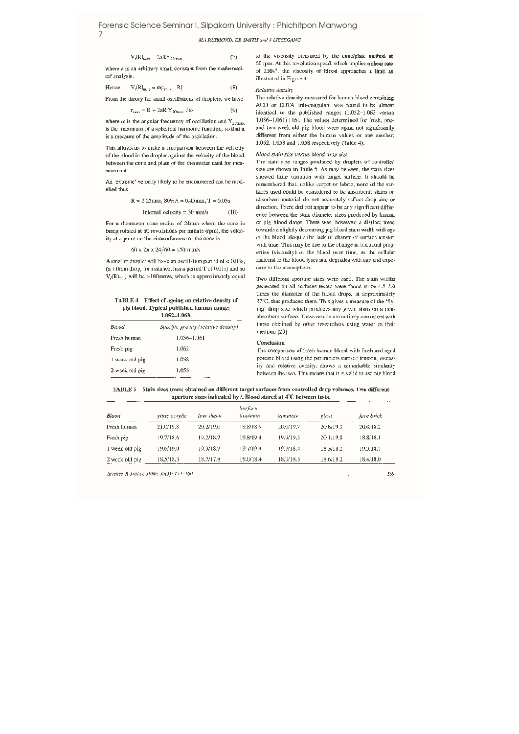$$V_r(R)_{max} = 2aRY_{20max} \quad (7)$$

where a is an arbitrary small constant from the mathematical analysis.

Hence $\quad V_r(R)_{max} = \omega(r_{max} - R) \quad (8)$

From the theory for small oscillations of droplets, we have

$$r_{max} = R + 2aR\,Y_{20max}/\omega \quad (9)$$

where ω is the angular frequency of oscillation and $Y_{20max}$ is the maximum of a spherical harmonic function, so that a is a measure of the amplitude of the oscillation.

This allows us to make a comparison between the velocity of the blood in the droplet against the velocity of the blood between the cone and plate of the rheometer used for measurement.

An 'extreme' velocity likely to be encountered can be modelled thus

$$R = 2.25\text{mm};\ 80\%A = 0.45\text{mm};\ T = 0.03\text{s}$$

$$\text{Internal velocity} = 30\ \text{mm/s} \quad (10)$$

For a rheometer cone radius of 24mm where the cone is being rotated at 60 revolutions per minute (rpm), the velocity at a point on the circumference of the cone is

$$60 \times 2\pi \times 24/60 = 150\ \text{mm/s}$$

A smaller droplet will have an oscillation period of < 0.03s, (a 1.0mm drop, for instance, has a period T of 0.01s) and so $V_r(R)_{max}$ will be >100mm/s, which is approximately equal to the viscosity measured by the cone/plate method at 60 rpm. At this revolution speed, which implies a shear rate of $230\text{s}^{-1}$, the viscosity of blood approaches a limit as illustrated in Figure 4.

*Relative density*

The relative density measured for human blood containing ACD or EDTA anti-coagulant was found to be almost identical to the published range; (1.052–1.063 versus 1.056–1.061) [16]. The values determined for fresh, one- and two-week-old pig blood were again not significantly different from either the human values or one another; 1.062, 1.058 and 1.058 respectively (Table 4).

*Blood stain size versus blood drop size*

The stain size ranges produced by droplets of controlled size are shown in Table 5. As may be seen, the stain sizes showed little variation with target surface. It should be remembered that, unlike carpet or fabric, none of the surfaces used could be considered to be absorbent; stains on absorbent material do not accurately reflect drop size or direction. There did not appear to be any significant difference between the stain diameter sizes produced by human or pig blood drops. There was, however, a distinct trend towards a slightly decreasing pig blood stain width with age of the blood, despite the lack of change of surface tension with time. This may be due to the change in frictional properties (viscosity) of the blood over time, as the cellular material in the blood lyses and degrades with age and exposure to the atmosphere.

Two different aperture sizes were used. The stain widths generated on all surfaces tested were found to be 4.5–5.0 times the diameter of the blood drops, at approximately 37°C, that produced them. This gives a measure of the 'flying' drop size which produces any given stain on a non-absorbent surface. These results are entirely consistent with those obtained by other researchers using water as their medium [20].

**TABLE 4 Effect of ageing on relative density of pig blood. Typical published human range: 1.052–1.063.**

| Blood | Specific gravity (relative density) |
|---|---|
| Fresh human | 1.056–1.061 |
| Fresh pig | 1.062 |
| 1 week old pig | 1.058 |
| 2 week old pig | 1.058 |

## Conclusion

The comparison of fresh human blood with fresh and aged porcine blood using the parameters surface tension, viscosity and relative density, shows a remarkable similarity between the two. This means that it is valid to use pig blood

**TABLE 5 Stain sizes (mm) obtained on different target surfaces from controlled drop volumes. Two different aperture sizes indicated by /. Blood stored at 4°C between tests.**

| Blood | gloss acrylic | low sheen | Surface linoleum | laminate | glass | face brick |
|---|---|---|---|---|---|---|
| Fresh human | 21.0/19.8 | 20.2/19.0 | 19.8/18.9 | 20.0/19.7 | 20.6/19.3 | 20.0/18.2 |
| Fresh pig | 19.7/18.6 | 19.2/18.7 | 19.8/19.4 | 19.9/19.5 | 20.1/19.8 | 18.8/18.1 |
| 1 week old pig | 19.6/19.0 | 19.3/18.7 | 19.7/19.4 | 19.7/18.4 | 18.3/18.2 | 19.3/18.7 |
| 2 week old pig | 18.5/18.3 | 18.7/17.8 | 19.0/18.4 | 18.9/18.3 | 18.6/18.2 | 18.4/18.0 |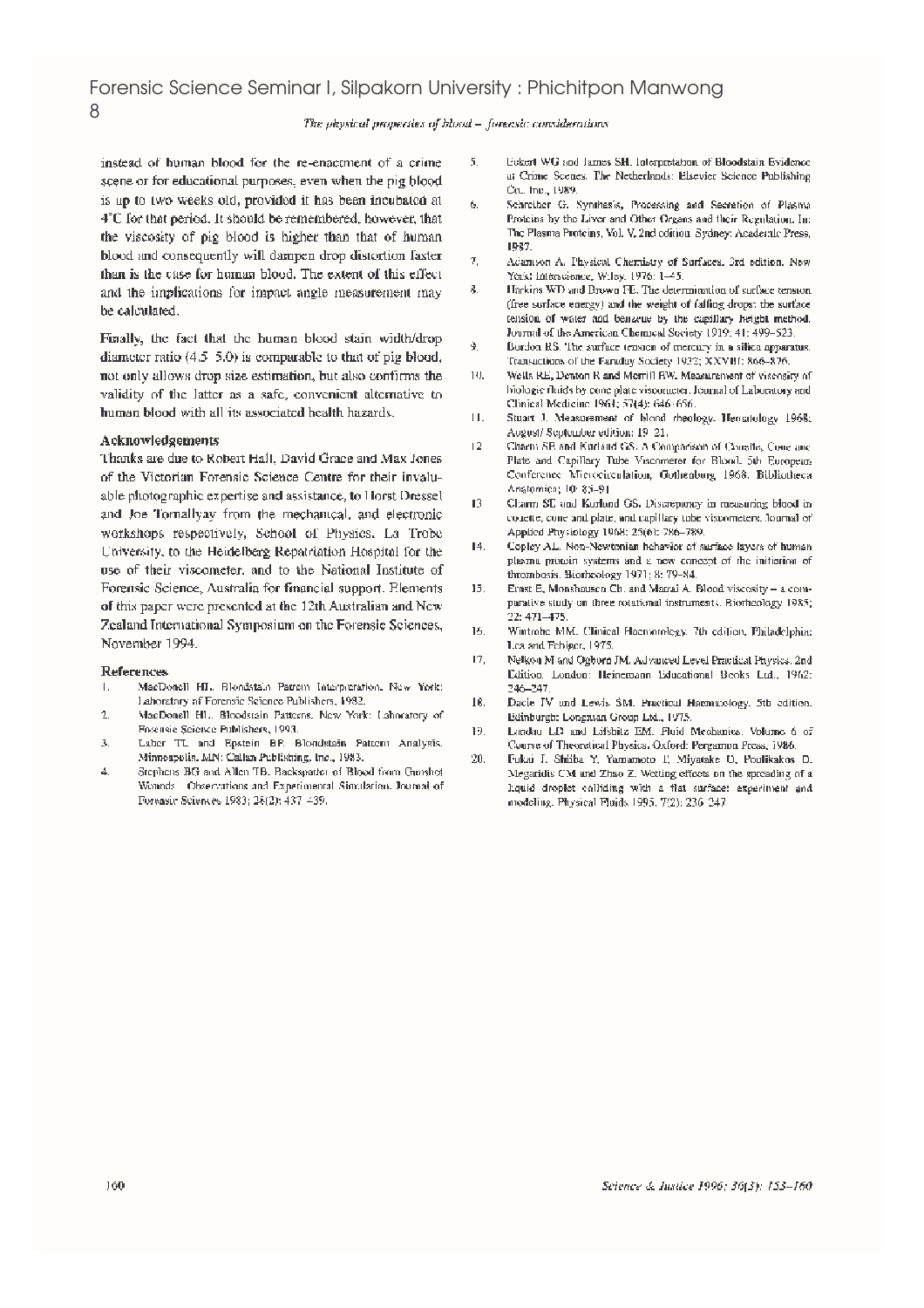instead of human blood for the re-enactment of a crime scene or for educational purposes, even when the pig blood is up to two weeks old, provided it has been incubated at 4°C for that period. It should be remembered, however, that the viscosity of pig blood is higher than that of human blood and consequently will dampen drop distortion faster than is the case for human blood. The extent of this effect and the implications for impact angle measurement may be calculated.

Finally, the fact that the human blood stain width/drop diameter ratio (4.5–5.0) is comparable to that of pig blood, not only allows drop size estimation, but also confirms the validity of the latter as a safe, convenient alternative to human blood with all its associated health hazards.

## Acknowledgements

Thanks are due to Robert Hall, David Grace and Max Jones of the Victorian Forensic Science Centre for their invaluable photographic expertise and assistance, to Horst Dressel and Joe Tomallyay from the mechanical, and electronic workshops respectively, School of Physics, La Trobe University, to the Heidelberg Repatriation Hospital for the use of their viscometer, and to the National Institute of Forensic Science, Australia for financial support. Elements of this paper were presented at the 12th Australian and New Zealand International Symposium on the Forensic Sciences, November 1994.

## References

1. MacDonell HL. Bloodstain Pattern Interpretation. New York: Laboratory of Forensic Science Publishers, 1982.
2. MacDonell HL. Bloodstain Patterns. New York: Laboratory of Forensic Science Publishers, 1993.
3. Laber TL and Epstein BP. Bloodstain Pattern Analysis. Minneapolis, MN: Callan Publishing, Inc., 1983.
4. Stephens BG and Allen TB. Backspatter of Blood from Gunshot Wounds – Observations and Experimental Simulation. Journal of Forensic Sciences 1983; 28(2): 437–439.
5. Eckert WG and James SH. Interpretation of Bloodstain Evidence at Crime Scenes. The Netherlands: Elsevier Science Publishing Co., Inc., 1989.
6. Schreiber G. Synthesis, Processing and Secretion of Plasma Proteins by the Liver and Other Organs and their Regulation. In: The Plasma Proteins, Vol. V, 2nd edition. Sydney: Academic Press, 1987.
7. Adamson A. Physical Chemistry of Surfaces. 3rd edition. New York: Interscience, Wiley, 1976: 1–45.
8. Harkins WD and Brown FE. The determination of surface tension (free surface energy) and the weight of falling drops: the surface tension of water and benzene by the capillary height method. Journal of the American Chemical Society 1919; 41: 499–523.
9. Burdon RS. The surface tension of mercury in a silica apparatus. Transactions of the Faraday Society 1932; XXVIII: 866–876.
10. Wells RE, Denton R and Merrill EW. Measurement of viscosity of biologic fluids by cone plate viscometer. Journal of Laboratory and Clinical Medicine 1961; 57(4): 646–656.
11. Stuart J. Measurement of blood rheology. Hematology 1968; August/ September edition: 19–21.
12. Charm SE and Kurland GS. A Comparison of Couette, Cone and Plate and Capillary Tube Viscometer for Blood. 5th European Conference Microcirculation, Gothenburg, 1968. Bibliotheca Anatomica; 10: 85–91.
13. Charm SE and Kurland GS. Discrepancy in measuring blood in couette, cone and plate, and capillary tube viscometers. Journal of Applied Physiology 1968; 25(6): 786–789.
14. Copley AL. Non-Newtonian behavior of surface layers of human plasma protein systems and a new concept of the initiation of thrombosis. Biorheology 1971; 8: 79–84.
15. Ernst E, Monshausen Ch. and Matrai A. Blood viscosity – a comparative study on three rotational instruments. Biorheology 1985; 22: 471–475.
16. Wintrobe MM. Clinical Haematology. 7th edition. Philadelphia: Lea and Febiger, 1975.
17. Nelkon M and Ogborn JM. Advanced Level Practical Physics. 2nd Edition. London: Heinemann Educational Books Ltd., 1962: 246–247.
18. Dacie JV and Lewis SM. Practical Haematology. 5th edition. Edinburgh: Longman Group Ltd., 1975.
19. Landau LD and Lifshitz EM. Fluid Mechanics. Volume 6 of Course of Theoretical Physics. Oxford: Pergamon Press, 1986.
20. Fukai J, Shiiba Y, Yamamoto T, Miyatake O, Poulikakos D, Megaridis CM and Zhao Z. Wetting effects on the spreading of a liquid droplet colliding with a flat surface: experiment and modeling. Physical Fluids 1995; 7(2): 236–247.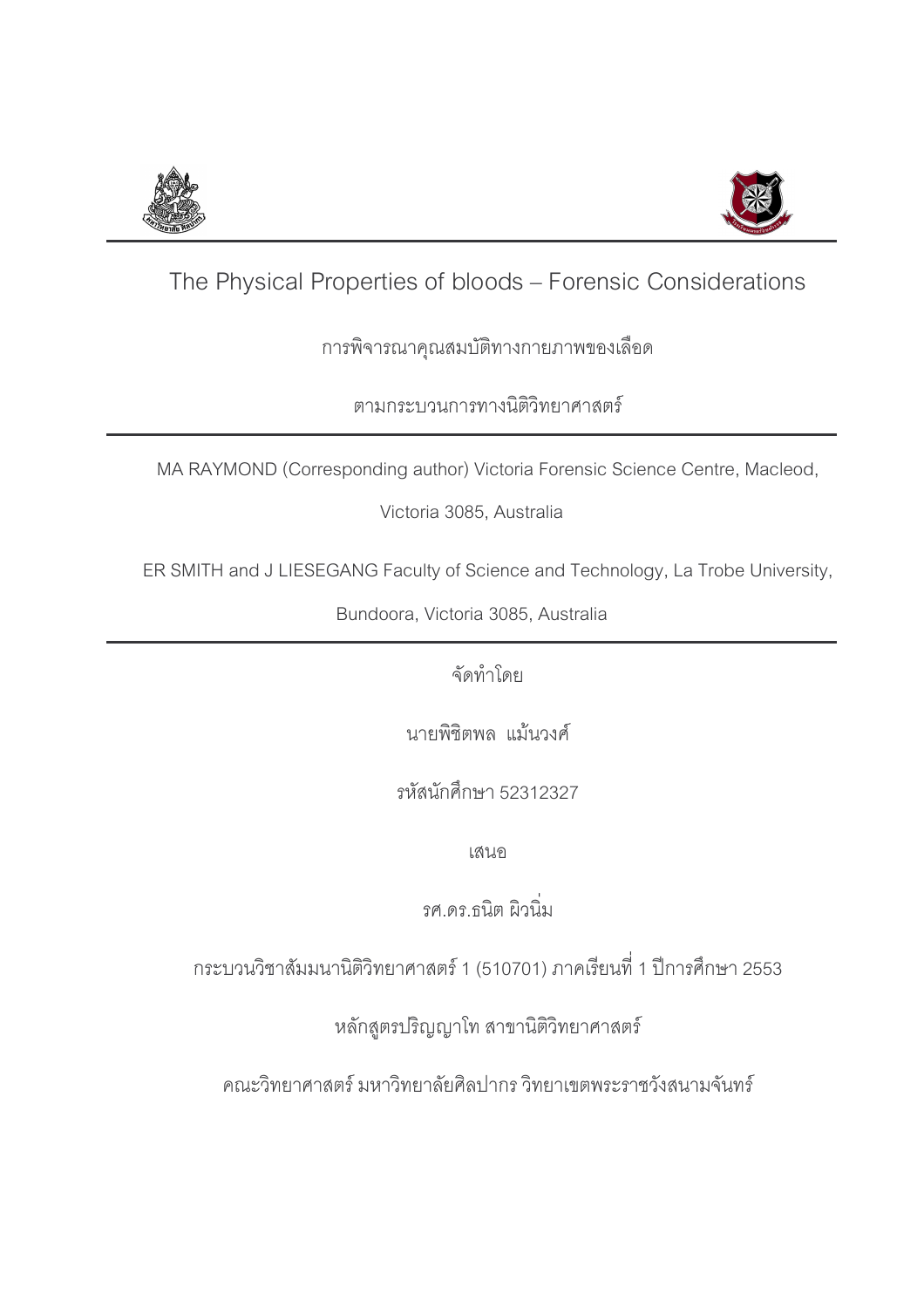# The Physical Properties of bloods – Forensic Considerations

การพิจารณาคุณสมบัติทางกายภาพของเลือด

ตามกระบวนการทางนิติวิทยาศาสตร์

---

MA RAYMOND (Corresponding author) Victoria Forensic Science Centre, Macleod,

Victoria 3085, Australia

ER SMITH and J LIESEGANG Faculty of Science and Technology, La Trobe University,

Bundoora, Victoria 3085, Australia

---

จัดทำโดย

นายพิชิตพล แม้นวงศ์

รหัสนักศึกษา 52312327

เสนอ

รศ.ดร.ธนิต ผิวนิ่ม

กระบวนวิชาสัมมนานิติวิทยาศาสตร์ 1 (510701) ภาคเรียนที่ 1 ปีการศึกษา 2553

หลักสูตรปริญญาโท สาขานิติวิทยาศาสตร์

คณะวิทยาศาสตร์ มหาวิทยาลัยศิลปากร วิทยาเขตพระราชวังสนามจันทร์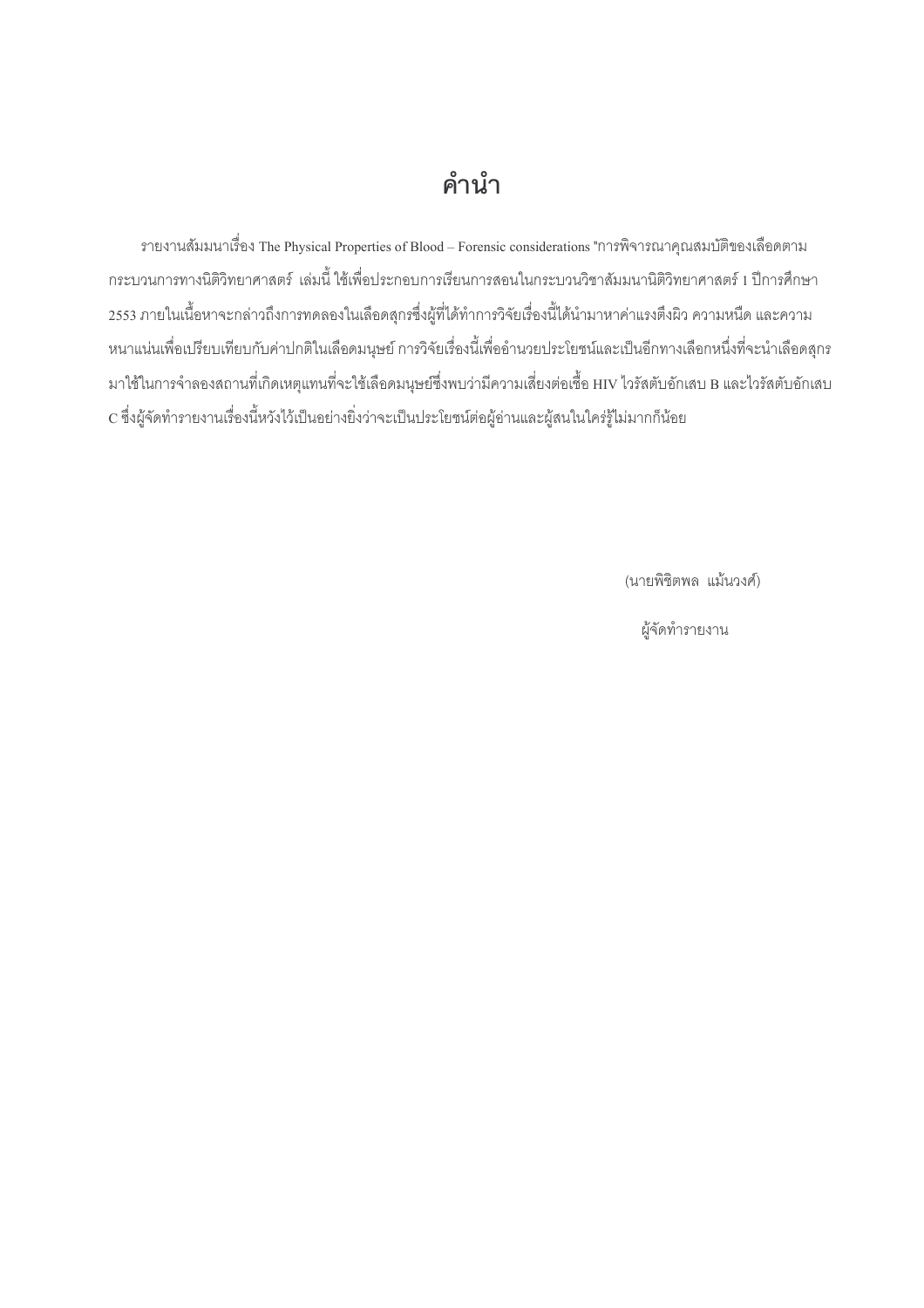# คำนำ

รายงานสัมมนาเรื่อง The Physical Properties of Blood – Forensic considerations "การพิจารณาคุณสมบัติของเลือดตามกระบวนการทางนิติวิทยาศาสตร์ เล่มนี้ ใช้เพื่อประกอบการเรียนการสอนในกระบวนวิชาสัมมนานิติวิทยาศาสตร์ 1 ปีการศึกษา 2553 ภายในเนื้อหาจะกล่าวถึงการทดลองในเลือดสุกรซึ่งผู้ที่ได้ทำการวิจัยเรื่องนี้ได้นำมาหาค่าแรงตึงผิว ความหนืด และความหนาแน่นเพื่อเปรียบเทียบกับค่าปกติในเลือดมนุษย์ การวิจัยเรื่องนี้เพื่ออำนวยประโยชน์และเป็นอีกทางเลือกหนึ่งที่จะนำเลือดสุกรมาใช้ในการจำลองสถานที่เกิดเหตุแทนที่จะใช้เลือดมนุษย์ซึ่งพบว่ามีความเสี่ยงต่อเชื้อ HIV ไวรัสตับอักเสบ B และไวรัสตับอักเสบ C ซึ่งผู้จัดทำรายงานเรื่องนี้หวังไว้เป็นอย่างยิ่งว่าจะเป็นประโยชน์ต่อผู้อ่านและผู้สนใจใคร่รู้ไม่มากก็น้อย

(นายพิชิตพล แม้นวงศ์)

ผู้จัดทำรายงาน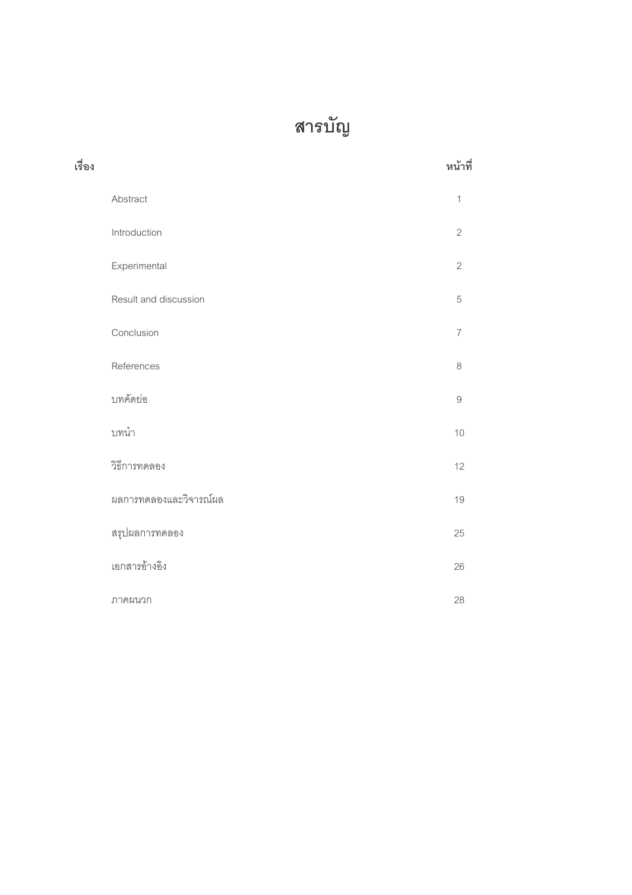# สารบัญ

| เรื่อง | หน้าที่ |
|---|---|
| Abstract | 1 |
| Introduction | 2 |
| Experimental | 2 |
| Result and discussion | 5 |
| Conclusion | 7 |
| References | 8 |
| บทคัดย่อ | 9 |
| บทนำ | 10 |
| วิธีการทดลอง | 12 |
| ผลการทดลองและวิจารณ์ผล | 19 |
| สรุปผลการทดลอง | 25 |
| เอกสารอ้างอิง | 26 |
| ภาคผนวก | 28 |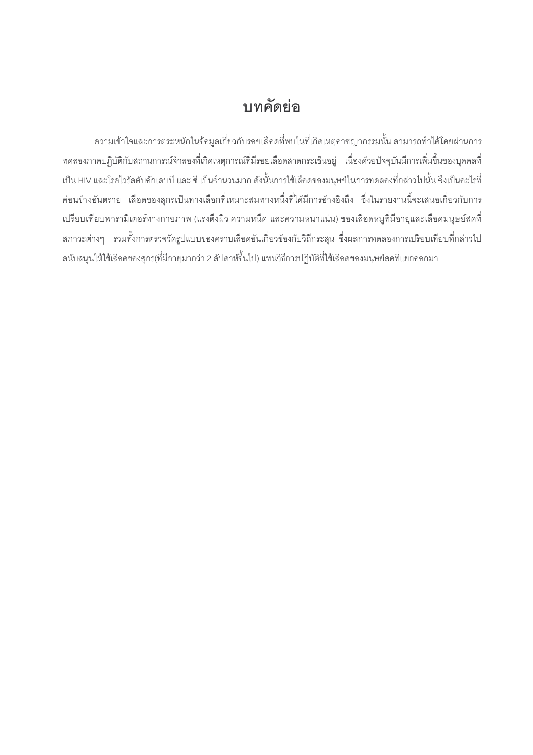# บทคัดย่อ

ความเข้าใจและการตระหนักในข้อมูลเกี่ยวกับรอยเลือดที่พบในที่เกิดเหตุอาชญากรรมนั้น สามารถทำได้โดยผ่านการทดลองภาคปฏิบัติกับสถานการณ์จำลองที่เกิดเหตุการณ์ที่มีรอยเลือดสาดกระเซ็นอยู่ เนื่องด้วยปัจจุบันมีการเพิ่มขึ้นของบุคคลที่เป็น HIV และโรคไวรัสตับอักเสบบี และ ซี เป็นจำนวนมาก ดังนั้นการใช้เลือดของมนุษย์ในการทดลองที่กล่าวไปนั้น จึงเป็นอะไรที่ค่อนข้างอันตราย เลือดของสุกรเป็นทางเลือกที่เหมาะสมทางหนึ่งที่ได้มีการอ้างอิงถึง ซึ่งในรายงานนี้จะเสนอเกี่ยวกับการเปรียบเทียบพารามิเตอร์ทางกายภาพ (แรงตึงผิว ความหนืด และความหนาแน่น) ของเลือดหมูที่มีอายุและเลือดมนุษย์สดที่สภาวะต่างๆ รวมทั้งการตรวจวัดรูปแบบของคราบเลือดอันเกี่ยวข้องกับวิถีกระสุน ซึ่งผลการทดลองการเปรียบเทียบที่กล่าวไปสนับสนุนให้ใช้เลือดของสุกร(ที่มีอายุมากกว่า 2 สัปดาห์ขึ้นไป) แทนวิธีการปฏิบัติที่ใช้เลือดของมนุษย์สดที่แยกออกมา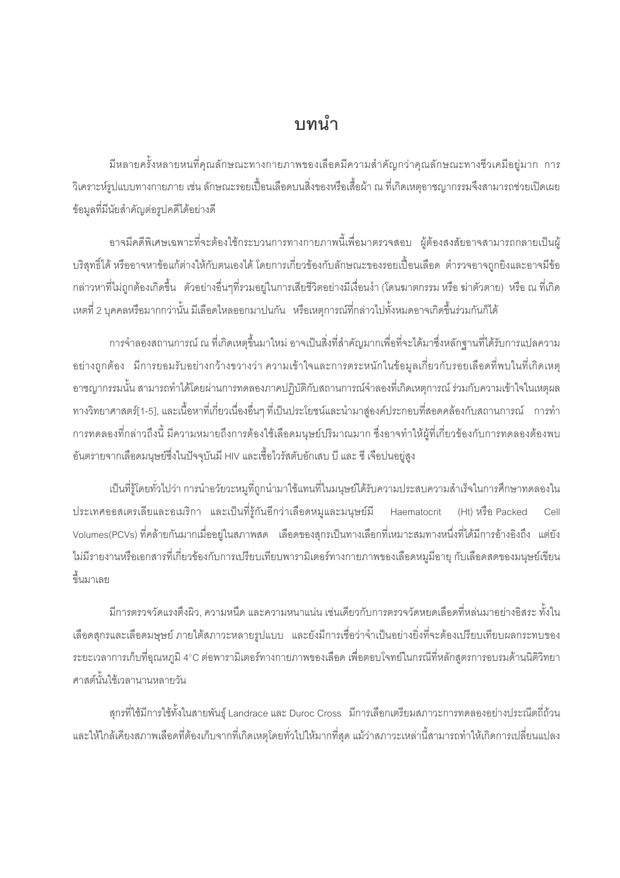# บทนำ

มีหลายครั้งหลายหนที่คุณลักษณะทางกายภาพของเลือดมีความสำคัญกว่าคุณลักษณะทางชีวเคมีอยู่มาก การวิเคราะห์รูปแบบทางกายภาย เช่น ลักษณะรอยเปื้อนเลือดบนสิ่งของหรือเสื้อผ้า ณ ที่เกิดเหตุอาชญากรรมจึงสามารถช่วยเปิดเผยข้อมูลที่มีนัยสำคัญต่อรูปคดีได้อย่างดี

อาจมีคดีพิเศษเฉพาะที่จะต้องใช้กระบวนการทางกายภาพนี้เพื่อมาตรวจสอบ ผู้ต้องสงสัยอาจสามารถกลายเป็นผู้บริสุทธิ์ได้ หรืออาจหาข้อแก้ต่างให้กับตนเองได้ โดยการเกี่ยวข้องกับลักษณะของรอยเปื้อนเลือด ตำรวจอาจถูกยิงและอาจมีข้อกล่าวหาที่ไม่ถูกต้องเกิดขึ้น ตัวอย่างอื่นๆที่รวมอยู่ในการเสียชีวิตอย่างมีเงื่อนงำ (โดนฆาตกรรม หรือ ฆ่าตัวตาย) หรือ ณ ที่เกิดเหตุที่ 2 บุคคลหรือมากกว่านั้น มีเลือดไหลออกมาปนกัน หรือเหตุการณ์ที่กล่าวไปทั้งหมดอาจเกิดขึ้นร่วมกันก็ได้

การจำลองสถานการณ์ ณ ที่เกิดเหตุขึ้นมาใหม่ อาจเป็นสิ่งที่สำคัญมากเพื่อที่จะได้มาซึ่งหลักฐานที่ได้รับการแปลความอย่างถูกต้อง มีการยอมรับอย่างกว้างขวางว่า ความเข้าใจและการตระหนักในข้อมูลเกี่ยวกับรอยเลือดที่พบในที่เกิดเหตุอาชญากรรมนั้น สามารถทำได้โดยผ่านการทดลองภาคปฏิบัติกับสถานการณ์จำลองที่เกิดเหตุการณ์ ร่วมกับความเข้าใจในเหตุผลทางวิทยาศาสตร์[1-5], และเนื้อหาที่เกี่ยวเนื่องอื่นๆ ที่เป็นประโยชน์และนำมาสู่องค์ประกอบที่สอดคล้องกับสถานการณ์ การทำการทดลองที่กล่าวถึงนี้ มีความหมายถึงการต้องใช้เลือดมนุษย์ปริมาณมาก ซึ่งอาจทำให้ผู้ที่เกี่ยวข้องกับการทดลองต้องพบอันตรายจากเลือดมนุษย์ซึ่งในปัจจุบันมี HIV และเชื้อไวรัสตับอักเสบ บี และ ซี เจือปนอยู่สูง

เป็นที่รู้โดยทั่วไปว่า การนำอวัยวะหมูที่ถูกนำมาใช้แทนที่ในมนุษย์ได้รับความประสบความสำเร็จในการศึกษาทดลองในประเทศออสเตรเลียและอเมริกา และเป็นที่รู้กันอีกว่าเลือดหมูและมนุษย์มี Haematocrit (Ht) หรือ Packed Cell Volumes(PCVs) ที่คล้ายกันมากเมื่ออยู่ในสภาพสด เลือดของสุกรเป็นทางเลือกที่เหมาะสมทางหนึ่งที่ได้มีการอ้างอิงถึง แต่ยังไม่มีรายงานหรือเอกสารที่เกี่ยวข้องกับการเปรียบเทียบพารามิเตอร์ทางกายภาพของเลือดหมูมีอายุ กับเลือดสดของมนุษย์เขียนขึ้นมาเลย

มีการตรวจวัดแรงตึงผิว, ความหนืด และความหนาแน่น เช่นเดียวกับการตรวจวัดหยดเลือดที่หล่นมาอย่างอิสระ ทั้งในเลือดสุกรและเลือดมนุษย์ ภายใต้สภาวะหลายรูปแบบ และยังมีการเชื่อว่าจำเป็นอย่างยิ่งที่จะต้องเปรียบเทียบผลกระทบของระยะเวลาการเก็บที่อุณหภูมิ 4°C ต่อพารามิเตอร์ทางกายภาพของเลือด เพื่อตอบโจทย์ในกรณีที่หลักสูตรการอบรมด้านนิติวิทยาศาสตร์นั้นใช้เวลานานหลายวัน

สุกรที่ใช้มีการใช้ทั้งในสายพันธุ์ Landrace และ Duroc Cross มีการเลือกเตรียมสภาวะการทดลองอย่างประณีตถี่ถ้วน และให้ใกล้เคียงสภาพเลือดที่ต้องเก็บจากที่เกิดเหตุโดยทั่วไปให้มากที่สุด แม้ว่าสภาวะเหล่านี้สามารถทำให้เกิดการเปลี่ยนแปลง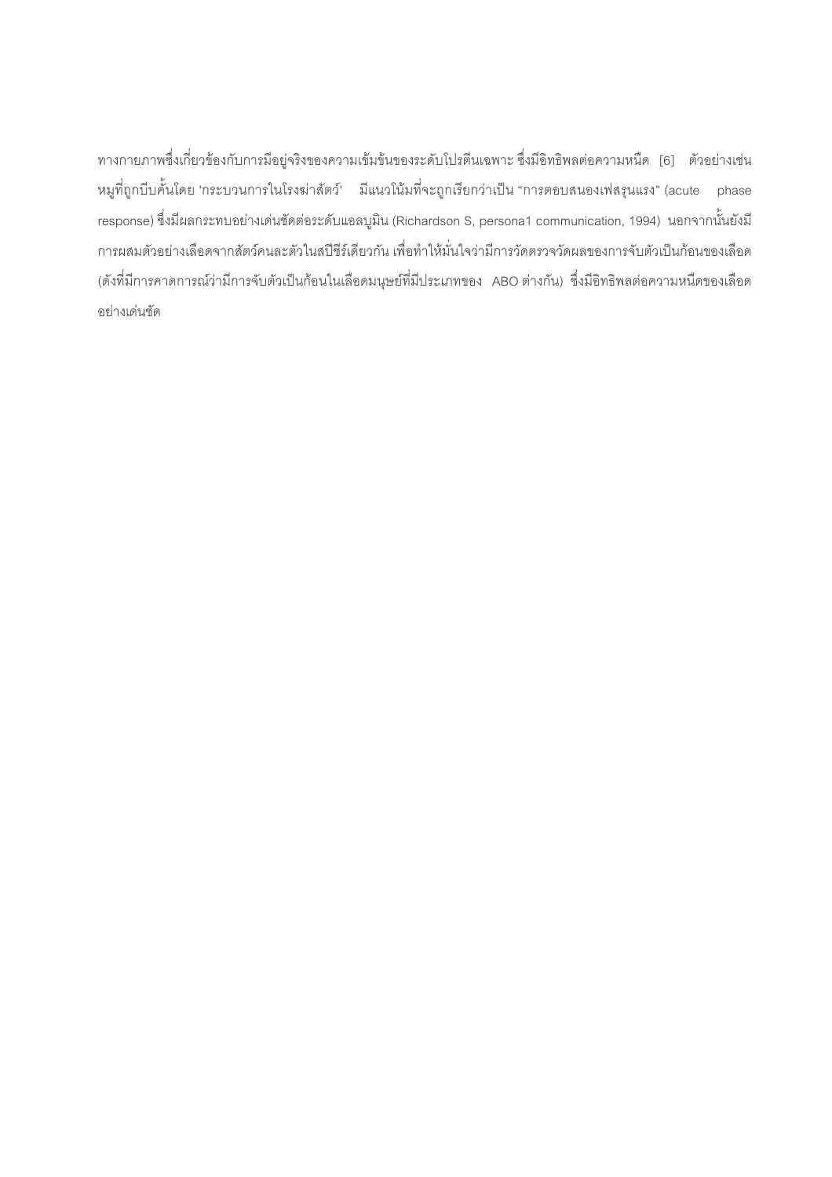ทางกายภาพซึ่งเกี่ยวข้องกับการมีอยู่จริงของความเข้มข้นของระดับโปรตีนเฉพาะ ซึ่งมีอิทธิพลต่อความหนืด [6] ตัวอย่างเช่น หมูที่ถูกบีบคั้นโดย 'กระบวนการในโรงฆ่าสัตว์' มีแนวโน้มที่จะถูกเรียกว่าเป็น “การตอบสนองเฟสรุนแรง” (acute phase response) ซึ่งมีผลกระทบอย่างเด่นชัดต่อระดับแอลบูมิน (Richardson S, persona1 communication, 1994) นอกจากนั้นยังมีการผสมตัวอย่างเลือดจากสัตว์คนละตัวในสปีชีร์เดียวกัน เพื่อทำให้มั่นใจว่ามีการวัดตรวจวัดผลของการจับตัวเป็นก้อนของเลือด (ดังที่มีการคาดการณ์ว่ามีการจับตัวเป็นก้อนในเลือดมนุษย์ที่มีประเภทของ ABO ต่างกัน) ซึ่งมีอิทธิพลต่อความหนืดของเลือดอย่างเด่นชัด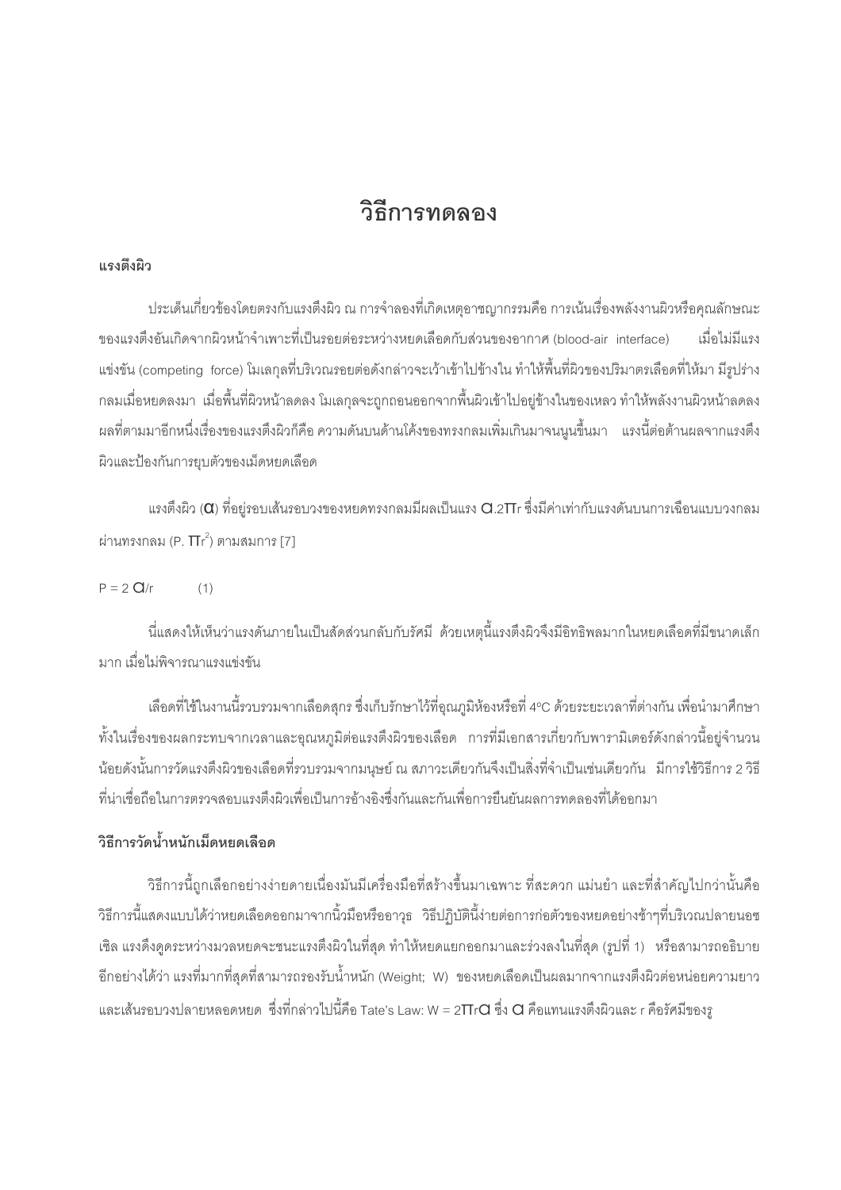# วิธีการทดลอง

### แรงตึงผิว

ประเด็นเกี่ยวข้องโดยตรงกับแรงตึงผิว ณ การจำลองที่เกิดเหตุอาชญากรรมคือ การเน้นเรื่องพลังงานผิวหรือคุณลักษณะของแรงตึงอันเกิดจากผิวหน้าจำเพาะที่เป็นรอยต่อระหว่างหยดเลือดกับส่วนของอากาศ (blood-air interface) เมื่อไม่มีแรงแข่งขัน (competing force) โมเลกุลที่บริเวณรอยต่อดังกล่าวจะเว้าเข้าไปข้างใน ทำให้พื้นที่ผิวของปริมาตรเลือดที่ให้มา มีรูปร่างกลมเมื่อหยดลงมา เมื่อพื้นที่ผิวหน้าลดลง โมเลกุลจะถูกถอนออกจากพื้นผิวเข้าไปอยู่ข้างในของเหลว ทำให้พลังงานผิวหน้าลดลง ผลที่ตามมาอีกหนึ่งเรื่องของแรงตึงผิวก็คือ ความดันบนด้านโค้งของทรงกลมเพิ่มเกินมาจนนูนขึ้นมา แรงนี้ต่อต้านผลจากแรงตึงผิวและป้องกันการยุบตัวของเม็ดหยดเลือด

แรงตึงผิว ($\alpha$) ที่อยู่รอบเส้นรอบวงของหยดทรงกลมมีผลเป็นแรง $\alpha.2\pi r$ ซึ่งมีค่าเท่ากับแรงดันบนการเฉือนแบบวงกลมผ่านทรงกลม ($P.\ \pi r^2$) ตามสมการ [7]

$$P = 2\,\alpha/r \qquad (1)$$

นี่แสดงให้เห็นว่าแรงดันภายในเป็นสัดส่วนกลับกับรัศมี ด้วยเหตุนี้แรงตึงผิวจึงมีอิทธิพลมากในหยดเลือดที่มีขนาดเล็กมาก เมื่อไม่พิจารณาแรงแข่งขัน

เลือดที่ใช้ในงานนี้รวบรวมจากเลือดสุกร ซึ่งเก็บรักษาไว้ที่อุณภูมิห้องหรือที่ 4ºC ด้วยระยะเวลาที่ต่างกัน เพื่อนำมาศึกษาทั้งในเรื่องของผลกระทบจากเวลาและอุณหภูมิต่อแรงตึงผิวของเลือด การที่มีเอกสารเกี่ยวกับพารามิเตอร์ดังกล่าวนี้อยู่จำนวนน้อยดังนั้นการวัดแรงตึงผิวของเลือดที่รวบรวมจากมนุษย์ ณ สภาวะเดียวกันจึงเป็นสิ่งที่จำเป็นเช่นเดียวกัน มีการใช้วิธีการ 2 วิธีที่น่าเชื่อถือในการตรวจสอบแรงตึงผิวเพื่อเป็นการอ้างอิงซึ่งกันและกันเพื่อการยืนยันผลการทดลองที่ได้ออกมา

### วิธีการวัดน้ำหนักเม็ดหยดเลือด

วิธีการนี้ถูกเลือกอย่างง่ายดายเนื่องมันมีเครื่องมือที่สร้างขึ้นมาเฉพาะ ที่สะดวก แม่นยำ และที่สำคัญไปกว่านั้นคือ วิธีการนี้แสดงแบบได้ว่าหยดเลือดออกมาจากนิ้วมือหรืออาวุธ วิธีปฏิบัตินี้ง่ายต่อการก่อตัวของหยดอย่างช้าๆที่บริเวณปลายนอซเซิล แรงดึงดูดระหว่างมวลหยดจะชนะแรงตึงผิวในที่สุด ทำให้หยดแยกออกมาและร่วงลงในที่สุด (รูปที่ 1) หรือสามารถอธิบายอีกอย่างได้ว่า แรงที่มากที่สุดที่สามารถรองรับน้ำหนัก (Weight; W) ของหยดเลือดเป็นผลมากจากแรงตึงผิวต่อหน่อยความยาวและเส้นรอบวงปลายหลอดหยด ซึ่งที่กล่าวไปนี้คือ Tate's Law: $W = 2\pi r\alpha$ ซึ่ง $\alpha$ คือแทนแรงตึงผิวและ r คือรัศมีของรู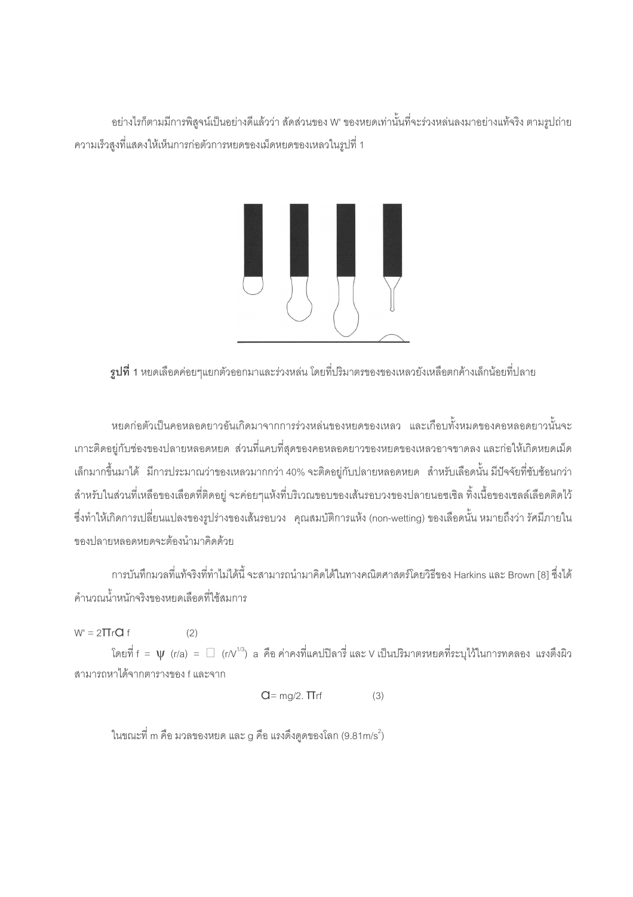อย่างไรก็ตามมีการพิสูจน์เป็นอย่างดีแล้วว่า สัดส่วนของ W' ของหยดเท่านั้นที่จะร่วงหล่นลงมาอย่างแท้จริง ตามรูปถ่ายความเร็วสูงที่แสดงให้เห็นการก่อตัวการหยดของเม็ดหยดของเหลวในรูปที่ 1

**รูปที่ 1** หยดเลือดค่อยๆแยกตัวออกมาและร่วงหล่น โดยที่ปริมาตรของของเหลวยังเหลือตกค้างเล็กน้อยที่ปลาย

หยดก่อตัวเป็นคอหลอดยาวอันเกิดมาจากการร่วงหล่นของหยดของเหลว และเกือบทั้งหมดของคอหลอดยาวนั้นจะเกาะติดอยู่กับช่องของปลายหลอดหยด ส่วนที่แคบที่สุดของคอหลอดยาวของหยดของเหลวอาจขาดลง และก่อให้เกิดหยดเม็ดเล็กมากขึ้นมาได้ มีการประมาณว่าของเหลวมากกว่า 40% จะติดอยู่กับปลายหลอดหยด สำหรับเลือดนั้น มีปัจจัยที่ซับซ้อนกว่า สำหรับในส่วนที่เหลือของเลือดที่ติดอยู่ จะค่อยๆแห้งที่บริเวณขอบของเส้นรอบวงของปลายนอซเซิล ทิ้งเนื้อของเซลล์เลือดติดไว้ ซึ่งทำให้เกิดการเปลี่ยนแปลงของรูปร่างของเส้นรอบวง คุณสมบัติการแห้ง (non-wetting) ของเลือดนั้น หมายถึงว่า รัศมีภายในของปลายหลอดหยดจะต้องนำมาคิดด้วย

การบันทึกมวลที่แท้จริงที่ทำไม่ได้นี้ จะสามารถนำมาคิดได้ในทางคณิตศาสตร์โดยวิธีของ Harkins และ Brown [8] ซึ่งได้คำนวณน้ำหนักจริงของหยดเลือดที่ใช้สมการ

$$W' = 2\pi r \alpha f \qquad (2)$$

โดยที่ $f = \psi\,(r/a) = \square\,(r/V^{1/3})$ a คือ ค่าคงที่แคปปิลารี่ และ V เป็นปริมาตรหยดที่ระบุไว้ในการทดลอง แรงตึงผิวสามารถหาได้จากตารางของ f และจาก

$$\alpha = mg/2.\pi rf \qquad (3)$$

ในขณะที่ m คือ มวลของหยด และ g คือ แรงดึงดูดของโลก ($9.81 m/s^2$)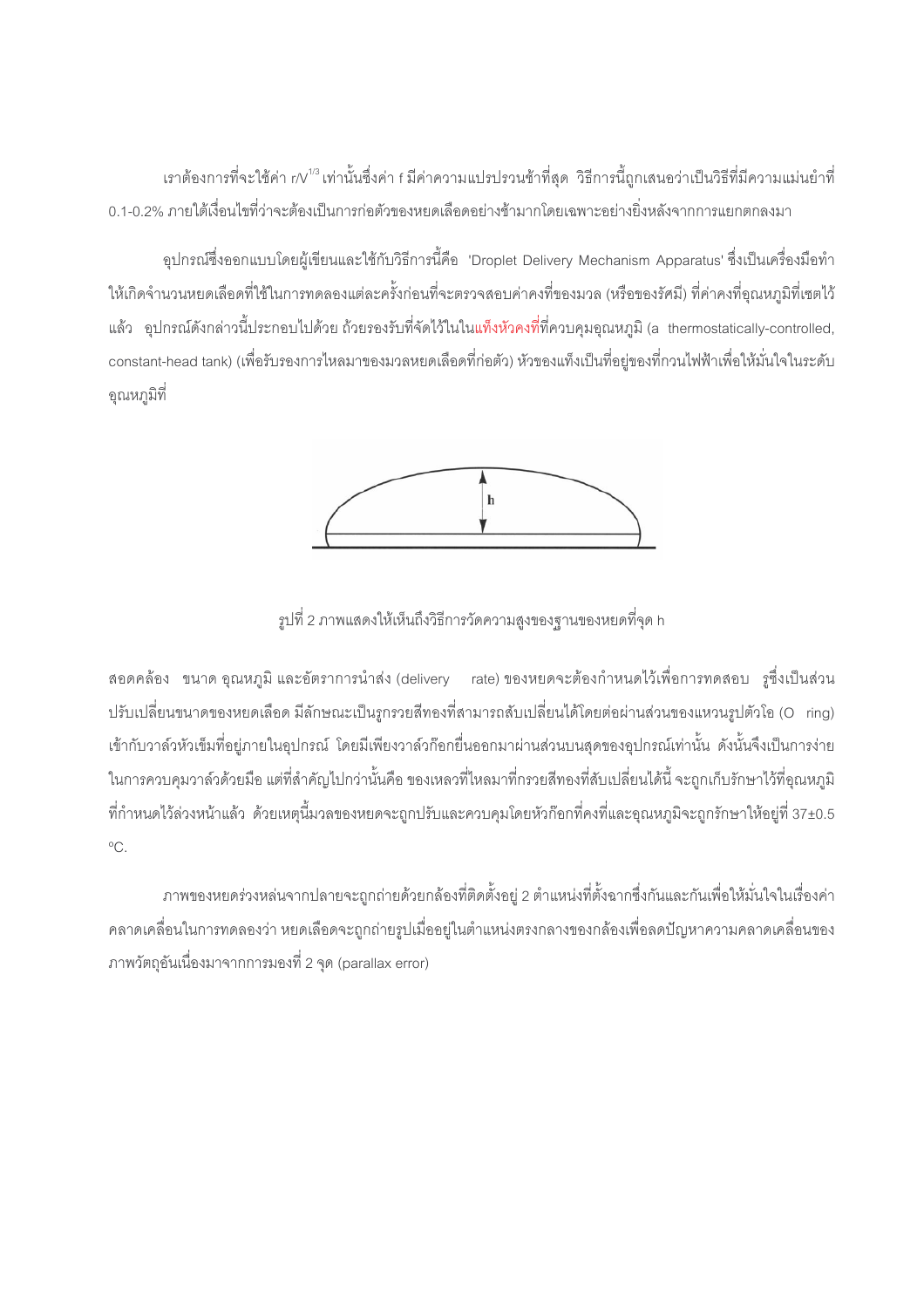เราต้องการที่จะใช้ค่า $r/V^{1/3}$ เท่านั้นซึ่งค่า f มีค่าความแปรปรวนช้าที่สุด วิธีการนี้ถูกเสนอว่าเป็นวิธีที่มีความแม่นยำที่ 0.1-0.2% ภายใต้เงื่อนไขที่ว่าจะต้องเป็นการก่อตัวของหยดเลือดอย่างช้ามากโดยเฉพาะอย่างยิ่งหลังจากการแยกตกลงมา

อุปกรณ์ซึ่งออกแบบโดยผู้เขียนและใช้กับวิธีการนี้คือ 'Droplet Delivery Mechanism Apparatus' ซึ่งเป็นเครื่องมือทำให้เกิดจำนวนหยดเลือดที่ใช้ในการทดลองแต่ละครั้งก่อนที่จะตรวจสอบค่าคงที่ของมวล (หรือของรัศมี) ที่ค่าคงที่อุณหภูมิที่เซตไว้แล้ว อุปกรณ์ดังกล่าวนี้ประกอบไปด้วย ถ้วยรองรับที่จัดไว้ในในแท็งหัวคงที่ที่ควบคุมอุณหภูมิ (a thermostatically-controlled, constant-head tank) (เพื่อรับรองการไหลมาของมวลหยดเลือดที่ก่อตัว) หัวของแท็งเป็นที่อยู่ของที่กวนไฟฟ้าเพื่อให้มั่นใจในระดับอุณหภูมิที่

รูปที่ 2 ภาพแสดงให้เห็นถึงวิธีการวัดความสูงของฐานของหยดที่จุด h

สอดคล้อง ขนาด อุณหภูมิ และอัตราการนำส่ง (delivery rate) ของหยดจะต้องกำหนดไว้เพื่อการทดสอบ รูซึ่งเป็นส่วนปรับเปลี่ยนขนาดของหยดเลือด มีลักษณะเป็นรูกรวยสีทองที่สามารถสับเปลี่ยนได้โดยต่อผ่านส่วนของแหวนรูปตัวโอ (O ring) เข้ากับวาล์วหัวเข็มที่อยู่ภายในอุปกรณ์ โดยมีเพียงวาล์วก๊อกยื่นออกมาผ่านส่วนบนสุดของอุปกรณ์เท่านั้น ดังนั้นจึงเป็นการง่ายในการควบคุมวาล์วด้วยมือ แต่ที่สำคัญไปกว่านั้นคือ ของเหลวที่ไหลมาที่กรวยสีทองที่สับเปลี่ยนได้นี้ จะถูกเก็บรักษาไว้ที่อุณหภูมิที่กำหนดไว้ล่วงหน้าแล้ว ด้วยเหตุนี้มวลของหยดจะถูกปรับและควบคุมโดยหัวก๊อกที่คงที่และอุณหภูมิจะถูกรักษาให้อยู่ที่ 37±0.5 ºC.

ภาพของหยดร่วงหล่นจากปลายจะถูกถ่ายด้วยกล้องที่ติดตั้งอยู่ 2 ตำแหน่งที่ตั้งฉากซึ่งกันและกันเพื่อให้มั่นใจในเรื่องค่าคลาดเคลื่อนในการทดลองว่า หยดเลือดจะถูกถ่ายรูปเมื่ออยู่ในตำแหน่งตรงกลางของกล้องเพื่อลดปัญหาความคลาดเคลื่อนของภาพวัตถุอันเนื่องมาจากการมองที่ 2 จุด (parallax error)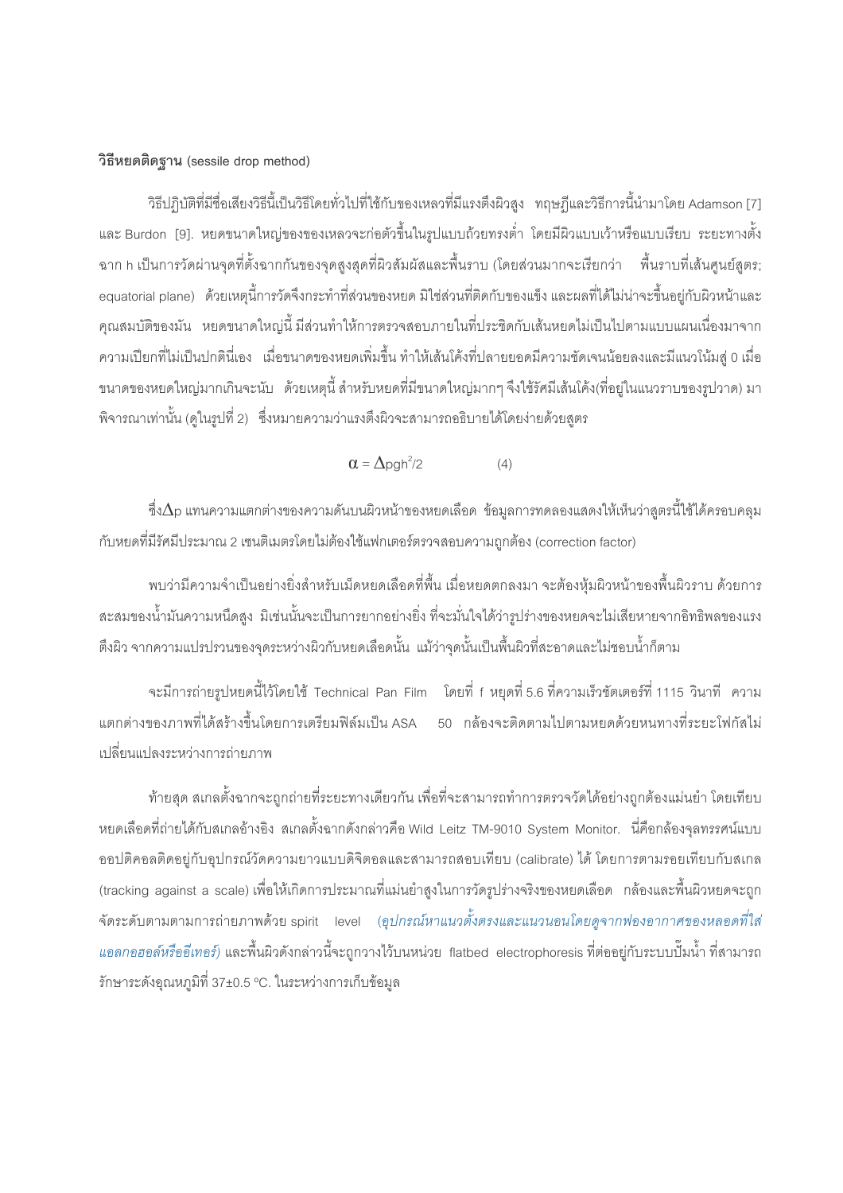**วิธีหยดติดฐาน** (sessile drop method)

วิธีปฏิบัติที่มีชื่อเสียงวิธีนี้เป็นวิธีโดยทั่วไปที่ใช้กับของเหลวที่มีแรงตึงผิวสูง ทฤษฎีและวิธีการนี้นำมาโดย Adamson [7] และ Burdon [9]. หยดขนาดใหญ่ของของเหลวจะก่อตัวขึ้นในรูปแบบถ้วยทรงต่ำ โดยมีผิวแบบเว้าหรือแบบเรียบ ระยะทางตั้งฉาก h เป็นการวัดผ่านจุดที่ตั้งฉากกันของจุดสูงสุดที่ผิวสัมผัสและพื้นราบ (โดยส่วนมากจะเรียกว่า พื้นราบที่เส้นศูนย์สูตร; equatorial plane) ด้วยเหตุนี้การวัดจึงกระทำที่ส่วนของหยด มิใช่ส่วนที่ติดกับของแข็ง และผลที่ได้ไม่น่าจะขึ้นอยู่กับผิวหน้าและคุณสมบัติของมัน หยดขนาดใหญ่นี้ มีส่วนทำให้การตรวจสอบภายในที่ประชิดกับเส้นหยดไม่เป็นไปตามแบบแผนเนื่องมาจากความเปียกที่ไม่เป็นปกตินี่เอง เมื่อขนาดของหยดเพิ่มขึ้น ทำให้เส้นโค้งที่ปลายยอดมีความชัดเจนน้อยลงและมีแนวโน้มสู่ 0 เมื่อขนาดของหยดใหญ่มากเกินจะนับ ด้วยเหตุนี้ สำหรับหยดที่มีขนาดใหญ่มากๆ จึงใช้รัศมีเส้นโค้ง(ที่อยู่ในแนวราบของรูปวาด) มาพิจารณาเท่านั้น (ดูในรูปที่ 2) ซึ่งหมายความว่าแรงตึงผิวจะสามารถอธิบายได้โดยง่ายด้วยสูตร

$$\alpha = \Delta \rho g h^2/2 \qquad (4)$$

ซึ่ง$\Delta$p แทนความแตกต่างของความดันบนผิวหน้าของหยดเลือด ข้อมูลการทดลองแสดงให้เห็นว่าสูตรนี้ใช้ได้ครอบคลุมกับหยดที่มีรัศมีประมาณ 2 เซนติเมตรโดยไม่ต้องใช้แฟกเตอร์ตรวจสอบความถูกต้อง (correction factor)

พบว่ามีความจำเป็นอย่างยิ่งสำหรับเม็ดหยดเลือดที่พื้น เมื่อหยดตกลงมา จะต้องหุ้มผิวหน้าของพื้นผิวราบ ด้วยการสะสมของน้ำมันความหนืดสูง มิเช่นนั้นจะเป็นการยากอย่างยิ่ง ที่จะมั่นใจได้ว่ารูปร่างของหยดจะไม่เสียหายจากอิทธิพลของแรงตึงผิว จากความแปรปรวนของจุดระหว่างผิวกับหยดเลือดนั้น แม้ว่าจุดนั้นเป็นพื้นผิวที่สะอาดและไม่ชอบน้ำก็ตาม

จะมีการถ่ายรูปหยดนี้ไว้โดยใช้ Technical Pan Film โดยที่ f หยุดที่ 5.6 ที่ความเร็วชัตเตอร์ที่ 1115 วินาที ความแตกต่างของภาพที่ได้สร้างขึ้นโดยการเตรียมฟิล์มเป็น ASA 50 กล้องจะติดตามไปตามหยดด้วยหนทางที่ระยะโฟกัสไม่เปลี่ยนแปลงระหว่างการถ่ายภาพ

ท้ายสุด สเกลตั้งฉากจะถูกถ่ายที่ระยะทางเดียวกัน เพื่อที่จะสามารถทำการตรวจวัดได้อย่างถูกต้องแม่นยำ โดยเทียบหยดเลือดที่ถ่ายได้กับสเกลอ้างอิง สเกลตั้งฉากดังกล่าวคือ Wild Leitz TM-9010 System Monitor. นี่คือกล้องจุลทรรศน์แบบออปติคอลติดอยู่กับอุปกรณ์วัดความยาวแบบดิจิตอลและสามารถสอบเทียบ (calibrate) ได้ โดยการตามรอยเทียบกับสเกล (tracking against a scale) เพื่อให้เกิดการประมาณที่แม่นยำสูงในการวัดรูปร่างจริงของหยดเลือด กล้องและพื้นผิวหยดจะถูกจัดระดับตามตามการถ่ายภาพด้วย spirit level *(อุปกรณ์หาแนวตั้งตรงและแนวนอนโดยดูจากฟองอากาศของหลอดที่ใส่แอลกอฮอล์หรืออีเทอร์)* และพื้นผิวดังกล่าวนี้จะถูกวางไว้บนหน่วย flatbed electrophoresis ที่ต่ออยู่กับระบบปั๊มน้ำ ที่สามารถรักษาระดับอุณหภูมิที่ 37±0.5 ºC. ในระหว่างการเก็บข้อมูล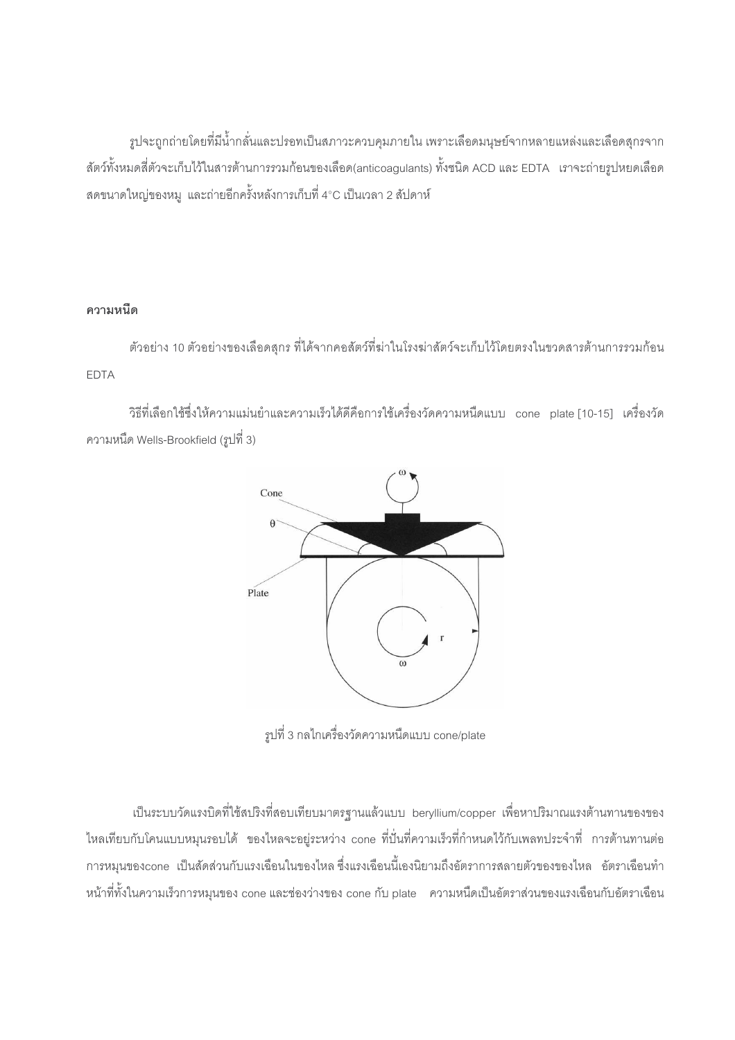รูปจะถูกถ่ายโดยที่มีน้ำกลั่นและปรอทเป็นสภาวะควบคุมภายใน เพราะเลือดมนุษย์จากหลายแหล่งและเลือดสุกรจากสัตว์ทั้งหมดสี่ตัวจะเก็บไว้ในสารต้านการรวมก้อนของเลือด(anticoagulants) ทั้งชนิด ACD และ EDTA เราจะถ่ายรูปหยดเลือดสดขนาดใหญ่ของหมู และถ่ายอีกครั้งหลังการเก็บที่ 4°C เป็นเวลา 2 สัปดาห์

**ความหนืด**

ตัวอย่าง 10 ตัวอย่างของเลือดสุกร ที่ได้จากคอสัตว์ที่ฆ่าในโรงฆ่าสัตว์จะเก็บไว้โดยตรงในขวดสารต้านการรวมก้อน EDTA

วิธีที่เลือกใช้ซึ่งให้ความแม่นยำและความเร็วได้ดีคือการใช้เครื่องวัดความหนืดแบบ cone plate [10-15] เครื่องวัดความหนืด Wells-Brookfield (รูปที่ 3)

รูปที่ 3 กลไกเครื่องวัดความหนืดแบบ cone/plate

เป็นระบบวัดแรงบิดที่ใช้สปริงที่สอบเทียบมาตรฐานแล้วแบบ beryllium/copper เพื่อหาปริมาณแรงต้านทานของของไหลเทียบกับโคนแบบหมุนรอบได้ ของไหลจะอยู่ระหว่าง cone ที่ปั่นที่ความเร็วที่กำหนดไว้กับเพลทประจำที่ การต้านทานต่อการหมุนของcone เป็นสัดส่วนกับแรงเฉือนในของไหล ซึ่งแรงเฉือนนี้เองนิยามถึงอัตราการสลายตัวของของไหล อัตราเฉือนทำหน้าที่ทั้งในความเร็วการหมุนของ cone และช่องว่างของ cone กับ plate ความหนืดเป็นอัตราส่วนของแรงเฉือนกับอัตราเฉือน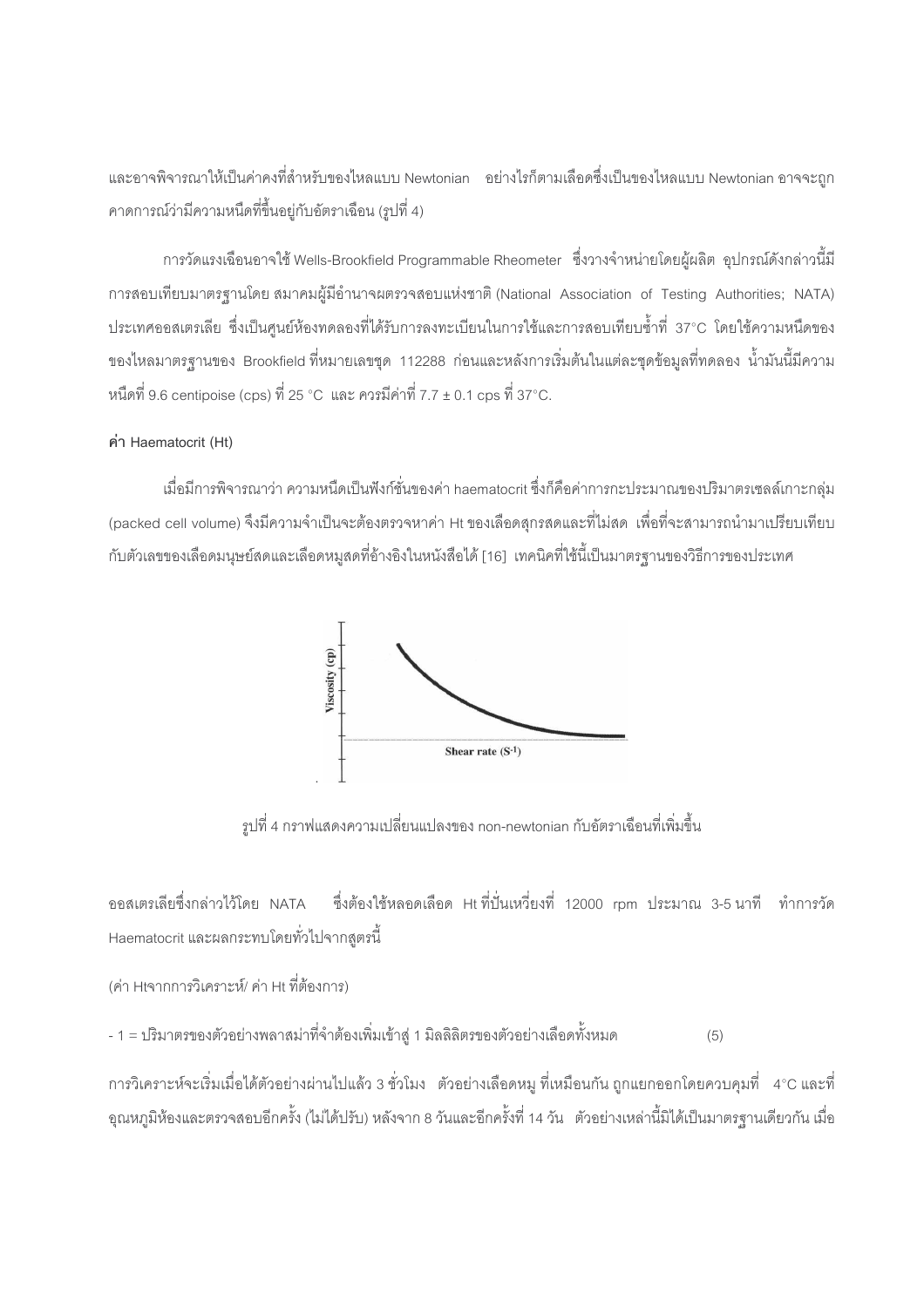และอาจพิจารณาให้เป็นค่าคงที่สำหรับของไหลแบบ Newtonian อย่างไรก็ตามเลือดซึ่งเป็นของไหลแบบ Newtonian อาจจะถูกคาดการณ์ว่ามีความหนืดที่ขึ้นอยู่กับอัตราเฉือน (รูปที่ 4)

การวัดแรงเฉือนอาจใช้ Wells-Brookfield Programmable Rheometer ซึ่งวางจำหน่ายโดยผู้ผลิต อุปกรณ์ดังกล่าวนี้มีการสอบเทียบมาตรฐานโดย สมาคมผู้มีอำนาจตรวจสอบแห่งชาติ (National Association of Testing Authorities; NATA) ประเทศออสเตรเลีย ซึ่งเป็นศูนย์ห้องทดลองที่ได้รับการลงทะเบียนในการใช้และการสอบเทียบซ้ำที่ 37°C โดยใช้ความหนืดของของไหลมาตรฐานของ Brookfield ที่หมายเลขชุด 112288 ก่อนและหลังการเริ่มต้นในแต่ละชุดข้อมูลที่ทดลอง น้ำมันนี้มีความหนืดที่ 9.6 centipoise (cps) ที่ 25 °C และ ควรมีค่าที่ 7.7 ± 0.1 cps ที่ 37°C.

**ค่า Haematocrit (Ht)**

เมื่อมีการพิจารณาว่า ความหนืดเป็นฟังก์ชั่นของค่า haematocrit ซึ่งก็คือค่าการกะประมาณของปริมาตรเซลล์เกาะกลุ่ม (packed cell volume) จึงมีความจำเป็นจะต้องตรวจหาค่า Ht ของเลือดสุกรสดและที่ไม่สด เพื่อที่จะสามารถนำมาเปรียบเทียบกับตัวเลขของเลือดมนุษย์สดและเลือดหมูสดที่อ้างอิงในหนังสือได้ [16] เทคนิคที่ใช้นี้เป็นมาตรฐานของวิธีการของประเทศ

รูปที่ 4 กราฟแสดงความเปลี่ยนแปลงของ non-newtonian กับอัตราเฉือนที่เพิ่มขึ้น

ออสเตรเลียซึ่งกล่าวไว้โดย NATA ซึ่งต้องใช้หลอดเลือด Ht ที่ปั่นเหวี่ยงที่ 12000 rpm ประมาณ 3-5 นาที ทำการวัด Haematocrit และผลกระทบโดยทั่วไปจากสูตรนี้

(ค่า Htจากการวิเคราะห์/ ค่า Ht ที่ต้องการ)

- 1 = ปริมาตรของตัวอย่างพลาสม่าที่จำต้องเพิ่มเข้าสู่ 1 มิลลิลิตรของตัวอย่างเลือดทั้งหมด (5)

การวิเคราะห์จะเริ่มเมื่อได้ตัวอย่างผ่านไปแล้ว 3 ชั่วโมง ตัวอย่างเลือดหมู ที่เหมือนกัน ถูกแยกออกโดยควบคุมที่ 4°C และที่อุณหภูมิห้องและตรวจสอบอีกครั้ง (ไม่ได้ปรับ) หลังจาก 8 วันและอีกครั้งที่ 14 วัน ตัวอย่างเหล่านี้มิได้เป็นมาตรฐานเดียวกัน เมื่อ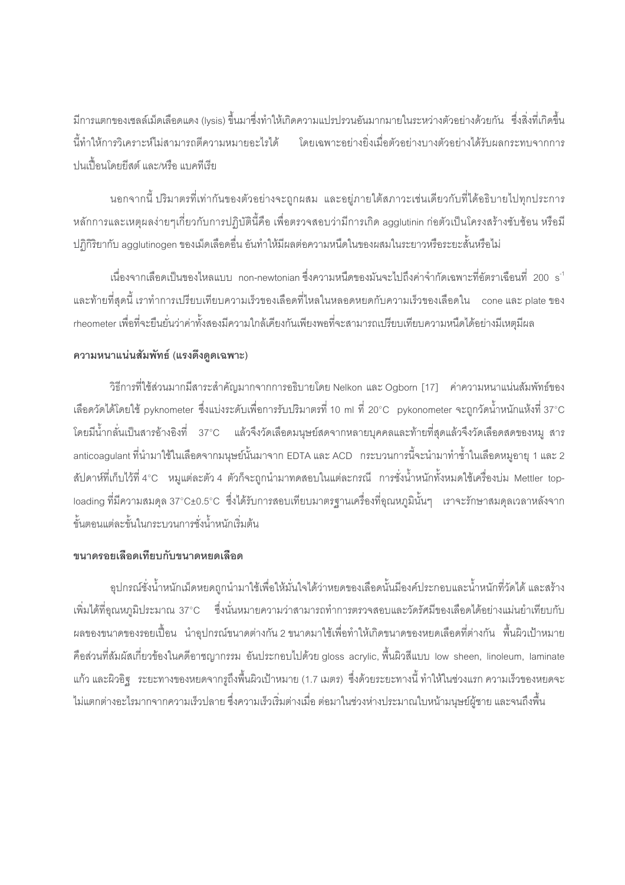มีการแตกของเซลล์เม็ดเลือดแดง (lysis) ขึ้นมาซึ่งทำให้เกิดความแปรปรวนอันมากมายในระหว่างตัวอย่างด้วยกัน ซึ่งสิ่งที่เกิดขึ้นนี้ทำให้การวิเคราะห์ไม่สามารถตีความหมายอะไรได้ โดยเฉพาะอย่างยิ่งเมื่อตัวอย่างบางตัวอย่างได้รับผลกระทบจากการปนเปื้อนโดยยีสต์ และ/หรือ แบคทีเรีย

นอกจากนี้ ปริมาตรที่เท่ากันของตัวอย่างจะถูกผสม และอยู่ภายใต้สภาวะเช่นเดียวกับที่ได้อธิบายไปทุกประการ หลักการและเหตุผลง่ายๆเกี่ยวกับการปฏิบัตินี้คือ เพื่อตรวจสอบว่ามีการเกิด agglutinin ก่อตัวเป็นโครงสร้างซับซ้อน หรือมีปฏิกิริยากับ agglutinogen ของเม็ดเลือดอื่น อันทำให้มีผลต่อความหนืดในของผสมในระยาวหรือระยะสั้นหรือไม่

เนื่องจากเลือดเป็นของไหลแบบ non-newtonian ซึ่งความหนืดของมันจะไปถึงค่าจำกัดเฉพาะที่อัตราเฉือนที่ 200 $s^{-1}$ และท้ายที่สุดนี้ เราทำการเปรียบเทียบความเร็วของเลือดที่ไหลในหลอดหยดกับความเร็วของเลือดใน cone และ plate ของ rheometer เพื่อที่จะยืนยันว่าค่าทั้งสองมีความใกล้เคียงกันเพียงพอที่จะสามารถเปรียบเทียบความหนืดได้อย่างมีเหตุมีผล

### ความหนาแน่นสัมพัทธ์ (แรงดึงดูดเฉพาะ)

วิธีการที่ใช้ส่วนมากมีสาระสำคัญมากจากการอธิบายโดย Nelkon และ Ogborn [17] ค่าความหนาแน่นสัมพัทธ์ของเลือดวัดได้โดยใช้ pyknometer ซึ่งแบ่งระดับเพื่อการรับปริมาตรที่ 10 ml ที่ 20°C pykonometer จะถูกวัดน้ำหนักแห้งที่ 37°C โดยมีน้ำกลั่นเป็นสารอ้างอิงที่ 37°C แล้วจึงวัดเลือดมนุษย์สดจากหลายบุคคลและท้ายที่สุดแล้วจึงวัดเลือดสดของหมู สาร anticoagulant ที่นำมาใช้ในเลือดจากมนุษย์นั้นมาจาก EDTA และ ACD กระบวนการนี้จะนำมาทำซ้ำในเลือดหมูอายุ 1 และ 2 สัปดาห์ที่เก็บไว้ที่ 4°C หมูแต่ละตัว 4 ตัวก็จะถูกนำมาทดสอบในแต่ละกรณี การชั่งน้ำหนักทั้งหมดใช้เครื่องบ่ม Mettler top-loading ที่มีความสมดุล 37°C±0.5°C ซึ่งได้รับการสอบเทียบมาตรฐานเครื่องที่อุณหภูมินั้นๆ เราจะรักษาสมดุลเวลาหลังจากขั้นตอนแต่ละขั้นในกระบวนการชั่งน้ำหนักเริ่มต้น

### ขนาดรอยเลือดเทียบกับขนาดหยดเลือด

อุปกรณ์ชั่งน้ำหนักเม็ดหยดถูกนำมาใช้เพื่อให้มั่นใจได้ว่าหยดของเลือดนั้นมีองค์ประกอบและน้ำหนักที่วัดได้ และสร้างเพิ่มได้ที่อุณหภูมิประมาณ 37°C ซึ่งนั่นหมายความว่าสามารถทำการตรวจสอบและวัดรัศมีของเลือดได้อย่างแม่นยำเทียบกับผลของขนาดของรอยเปื้อน นำอุปกรณ์ขนาดต่างกัน 2 ขนาดมาใช้เพื่อทำให้เกิดขนาดของหยดเลือดที่ต่างกัน พื้นผิวเป้าหมายคือส่วนที่สัมผัสเกี่ยวข้องในคดีอาชญากรรม อันประกอบไปด้วย gloss acrylic, พื้นผิวสีแบบ low sheen, linoleum, laminate แก้ว และผิวอิฐ ระยะทางของหยดจากรูถึงพื้นผิวเป้าหมาย (1.7 เมตร) ซึ่งด้วยระยะทางนี้ ทำให้ในช่วงแรก ความเร็วของหยดจะไม่แตกต่างอะไรมากจากความเร็วปลาย ซึ่งความเร็วเริ่มต่างเมื่อ ต่อมาในช่วงห่างประมาณใบหน้ามนุษย์ผู้ชาย และจนถึงพื้น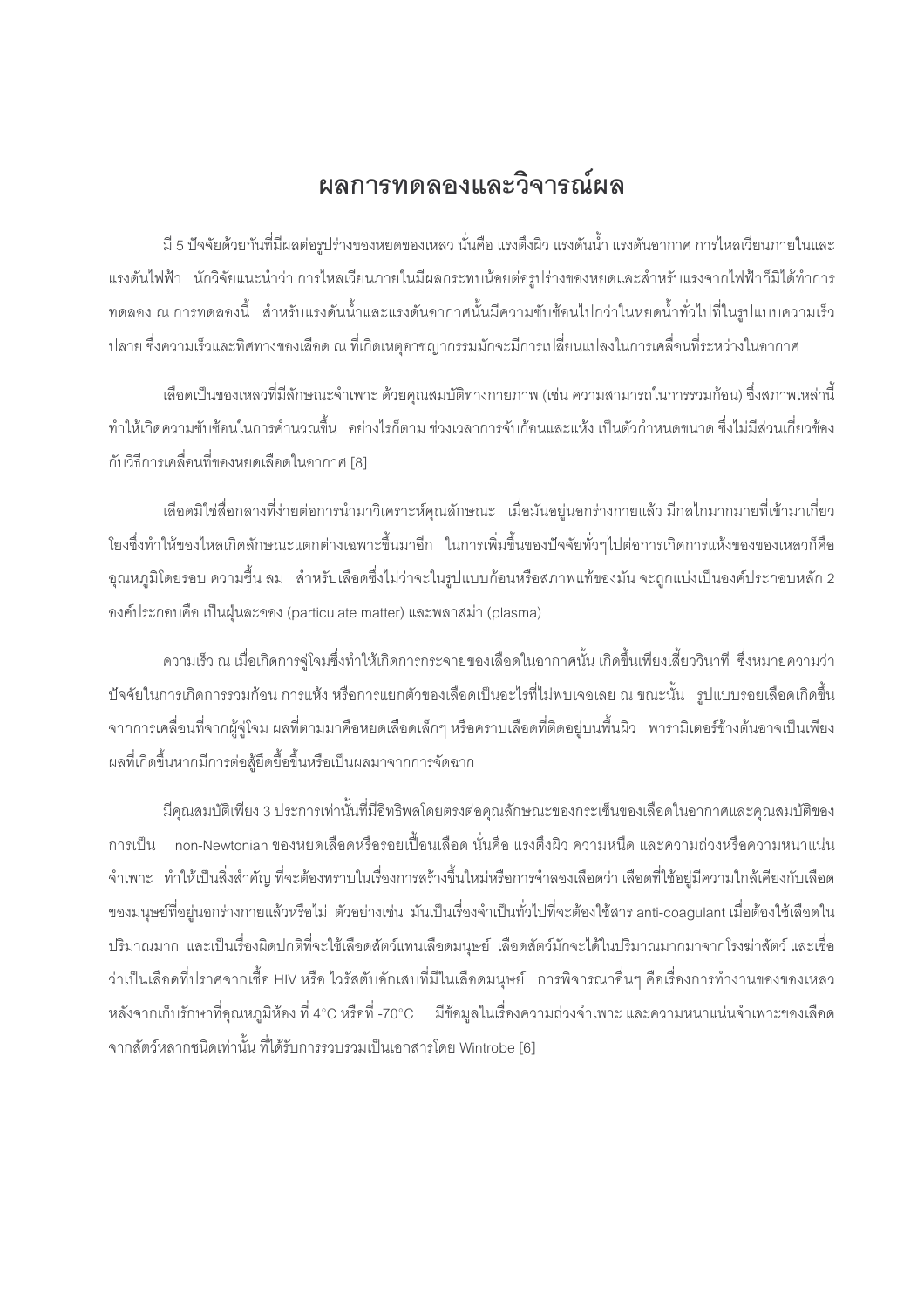# ผลการทดลองและวิจารณ์ผล

มี 5 ปัจจัยด้วยกันที่มีผลต่อรูปร่างของหยดของเหลว นั่นคือ แรงตึงผิว แรงดันน้ำ แรงดันอากาศ การไหลเวียนภายในและแรงดันไฟฟ้า นักวิจัยแนะนำว่า การไหลเวียนภายในมีผลกระทบน้อยต่อรูปร่างของหยดและสำหรับแรงจากไฟฟ้าก็มิได้ทำการทดลอง ณ การทดลองนี้ สำหรับแรงดันน้ำและแรงดันอากาศนั้นมีความซับซ้อนไปกว่าในหยดน้ำทั่วไปที่ในรูปแบบความเร็วปลาย ซึ่งความเร็วและทิศทางของเลือด ณ ที่เกิดเหตุอาชญากรรมมักจะมีการเปลี่ยนแปลงในการเคลื่อนที่ระหว่างในอากาศ

เลือดเป็นของเหลวที่มีลักษณะจำเพาะ ด้วยคุณสมบัติทางกายภาพ (เช่น ความสามารถในการรวมก้อน) ซึ่งสภาพเหล่านี้ทำให้เกิดความซับซ้อนในการคำนวณขึ้น อย่างไรก็ตาม ช่วงเวลาการจับก้อนและแห้ง เป็นตัวกำหนดขนาด ซึ่งไม่มีส่วนเกี่ยวข้องกับวิธีการเคลื่อนที่ของหยดเลือดในอากาศ [8]

เลือดมิใช่สื่อกลางที่ง่ายต่อการนำมาวิเคราะห์คุณลักษณะ เมื่อมันอยู่นอกร่างกายแล้ว มีกลไกมากมายที่เข้ามาเกี่ยวโยงซึ่งทำให้ของไหลเกิดลักษณะแตกต่างเฉพาะขึ้นมาอีก ในการเพิ่มขึ้นของปัจจัยทั่วๆไปต่อการเกิดการแห้งของของเหลวก็คือ อุณหภูมิโดยรอบ ความชื้น ลม สำหรับเลือดซึ่งไม่ว่าจะในรูปแบบก้อนหรือสภาพแท้ของมัน จะถูกแบ่งเป็นองค์ประกอบหลัก 2 องค์ประกอบคือ เป็นฝุ่นละออง (particulate matter) และพลาสม่า (plasma)

ความเร็ว ณ เมื่อเกิดการจู่โจมซึ่งทำให้เกิดการกระจายของเลือดในอากาศนั้น เกิดขึ้นเพียงเสี้ยววินาที ซึ่งหมายความว่า ปัจจัยในการเกิดการรวมก้อน การแห้ง หรือการแยกตัวของเลือดเป็นอะไรที่ไม่พบเจอเลย ณ ขณะนั้น รูปแบบรอยเลือดเกิดขึ้นจากการเคลื่อนที่จากผู้จู่โจม ผลที่ตามมาคือหยดเลือดเล็กๆ หรือคราบเลือดที่ติดอยู่บนพื้นผิว พารามิเตอร์ข้างต้นอาจเป็นเพียงผลที่เกิดขึ้นหากมีการต่อสู้ยืดยื้อขึ้นหรือเป็นผลมาจากการจัดฉาก

มีคุณสมบัติเพียง 3 ประการเท่านั้นที่มีอิทธิพลโดยตรงต่อคุณลักษณะของกระเซ็นของเลือดในอากาศและคุณสมบัติของการเป็น non-Newtonian ของหยดเลือดหรือรอยเปื้อนเลือด นั่นคือ แรงตึงผิว ความหนืด และความถ่วงหรือความหนาแน่นจำเพาะ ทำให้เป็นสิ่งสำคัญ ที่จะต้องทราบในเรื่องการสร้างขึ้นใหม่หรือการจำลองเลือดว่า เลือดที่ใช้อยู่มีความใกล้เคียงกับเลือดของมนุษย์ที่อยู่นอกร่างกายแล้วหรือไม่ ตัวอย่างเช่น มันเป็นเรื่องจำเป็นทั่วไปที่จะต้องใช้สาร anti-coagulant เมื่อต้องใช้เลือดในปริมาณมาก และเป็นเรื่องผิดปกติที่จะใช้เลือดสัตว์แทนเลือดมนุษย์ เลือดสัตว์มักจะได้ในปริมาณมากมาจากโรงฆ่าสัตว์ และเชื่อว่าเป็นเลือดที่ปราศจากเชื้อ HIV หรือ ไวรัสตับอักเสบที่มีในเลือดมนุษย์ การพิจารณาอื่นๆ คือเรื่องการทำงานของของเหลวหลังจากเก็บรักษาที่อุณหภูมิห้อง ที่ 4°C หรือที่ -70°C มีข้อมูลในเรื่องความถ่วงจำเพาะ และความหนาแน่นจำเพาะของเลือดจากสัตว์หลากชนิดเท่านั้น ที่ได้รับการรวบรวมเป็นเอกสารโดย Wintrobe [6]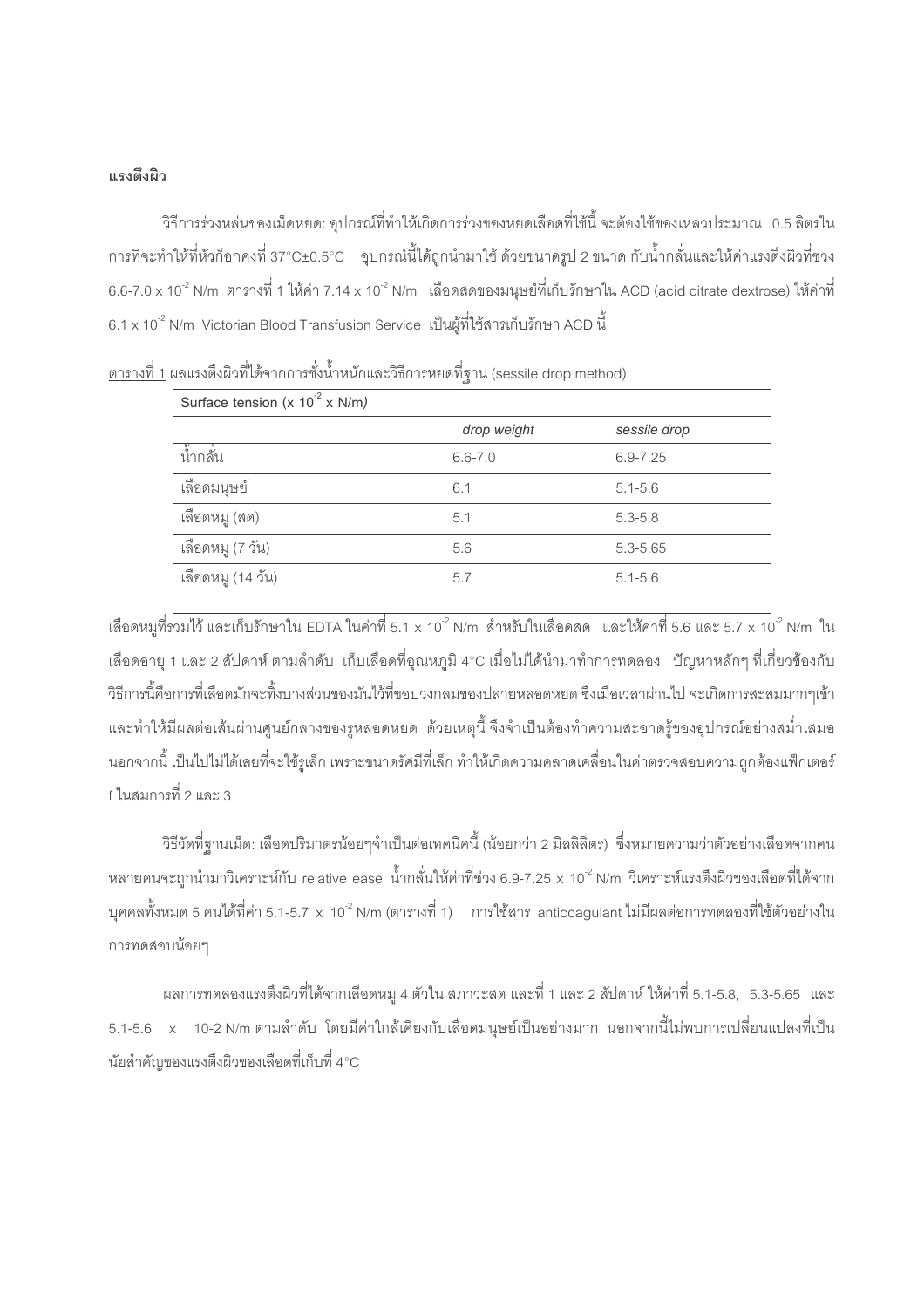### แรงตึงผิว

วิธีการร่วงหล่นของเม็ดหยด: อุปกรณ์ที่ทำให้เกิดการร่วงของหยดเลือดที่ใช้นี้ จะต้องใช้ของเหลวประมาณ 0.5 ลิตรในการที่จะทำให้ที่หัวก๊อกคงที่ 37°C±0.5°C อุปกรณ์นี้ได้ถูกนำมาใช้ ด้วยขนาดรูป 2 ขนาด กับน้ำกลั่นและให้ค่าแรงตึงผิวที่ช่วง 6.6-7.0 x $10^{-2}$ N/m ตารางที่ 1 ให้ค่า 7.14 x $10^{-2}$ N/m เลือดสดของมนุษย์ที่เก็บรักษาใน ACD (acid citrate dextrose) ให้ค่าที่ 6.1 x $10^{-2}$ N/m Victorian Blood Transfusion Service เป็นผู้ที่ใช้สารเก็บรักษา ACD นี้

ตารางที่ 1 ผลแรงตึงผิวที่ได้จากการชั่งน้ำหนักและวิธีการหยดที่ฐาน (sessile drop method)

| Surface tension (x $10^{-2}$ x N/m) | | |
|---|---|---|
| | *drop weight* | *sessile drop* |
| น้ำกลั่น | 6.6-7.0 | 6.9-7.25 |
| เลือดมนุษย์ | 6.1 | 5.1-5.6 |
| เลือดหมู (สด) | 5.1 | 5.3-5.8 |
| เลือดหมู (7 วัน) | 5.6 | 5.3-5.65 |
| เลือดหมู (14 วัน) | 5.7 | 5.1-5.6 |

เลือดหมูที่รวมไว้ และเก็บรักษาใน EDTA ในค่าที่ 5.1 x $10^{-2}$ N/m สำหรับในเลือดสด และให้ค่าที่ 5.6 และ 5.7 x $10^{-2}$ N/m ในเลือดอายุ 1 และ 2 สัปดาห์ ตามลำดับ เก็บเลือดที่อุณหภูมิ 4°C เมื่อไม่ได้นำมาทำการทดลอง ปัญหาหลักๆ ที่เกี่ยวข้องกับวิธีการนี้คือการที่เลือดมักจะทิ้งบางส่วนของมันไว้ที่ขอบวงกลมของปลายหลอดหยด ซึ่งเมื่อเวลาผ่านไป จะเกิดการสะสมมากๆเข้าและทำให้มีผลต่อเส้นผ่านศูนย์กลางของรูหลอดหยด ด้วยเหตุนี้ จึงจำเป็นต้องทำความสะอาดรู้ของอุปกรณ์อย่างสม่ำเสมอ นอกจากนี้ เป็นไปไม่ได้เลยที่จะใช้รูเล็ก เพราะขนาดรัศมีที่เล็ก ทำให้เกิดความคลาดเคลื่อนในค่าตรวจสอบความถูกต้องแฟ็กเตอร์ f ในสมการที่ 2 และ 3

วิธีวัดที่ฐานเม็ด: เลือดปริมาตรน้อยๆจำเป็นต่อเทคนิคนี้ (น้อยกว่า 2 มิลลิลิตร) ซึ่งหมายความว่าตัวอย่างเลือดจากคนหลายคนจะถูกนำมาวิเคราะห์กับ relative ease น้ำกลั่นให้ค่าที่ช่วง 6.9-7.25 x $10^{-2}$ N/m วิเคราะห์แรงตึงผิวของเลือดที่ได้จากบุคคลทั้งหมด 5 คนได้ที่ค่า 5.1-5.7 x $10^{-2}$ N/m (ตารางที่ 1) การใช้สาร anticoagulant ไม่มีผลต่อการทดลองที่ใช้ตัวอย่างในการทดสอบน้อยๆ

ผลการทดลองแรงตึงผิวที่ได้จากเลือดหมู 4 ตัวใน สภาวะสด และที่ 1 และ 2 สัปดาห์ ให้ค่าที่ 5.1-5.8, 5.3-5.65 และ 5.1-5.6 x 10-2 N/m ตามลำดับ โดยมีค่าใกล้เคียงกับเลือดมนุษย์เป็นอย่างมาก นอกจากนี้ไม่พบการเปลี่ยนแปลงที่เป็นนัยสำคัญของแรงตึงผิวของเลือดที่เก็บที่ 4°C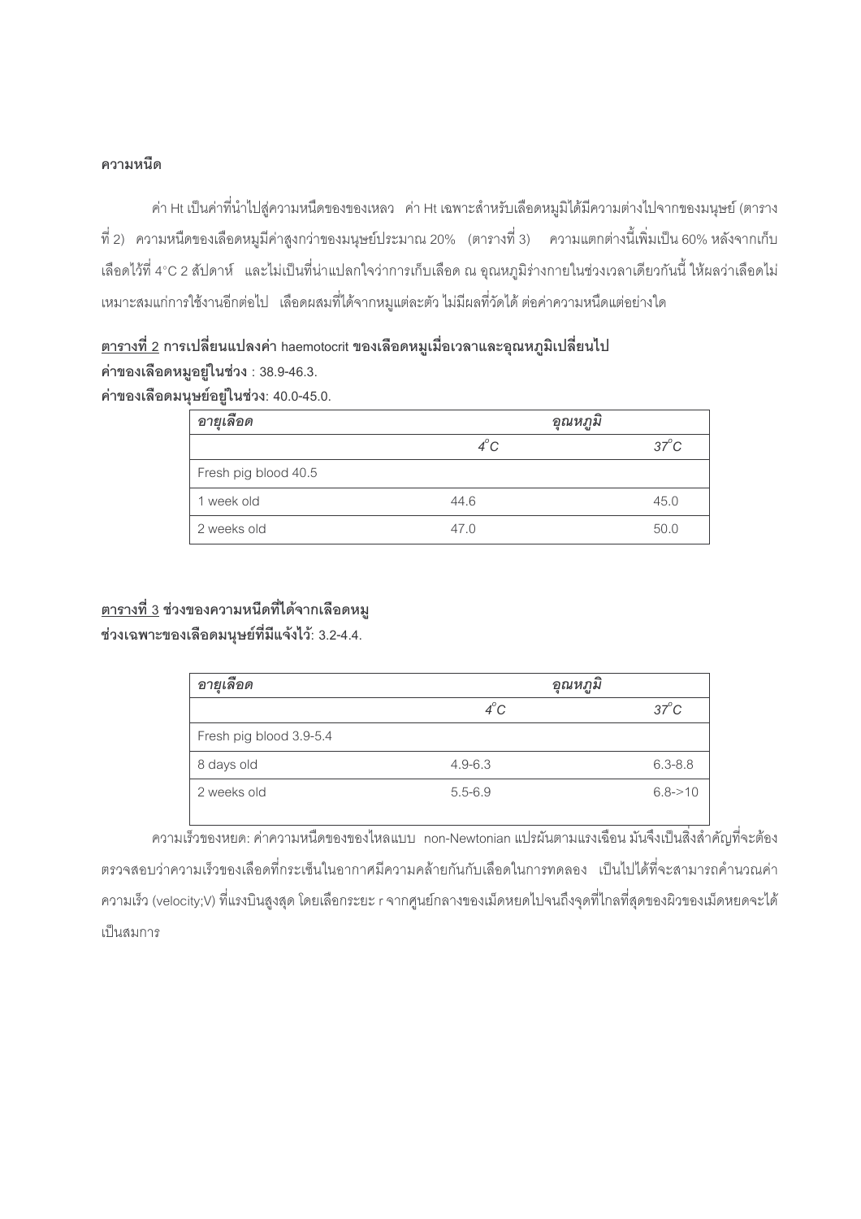**ความหนืด**

ค่า Ht เป็นค่าที่นำไปสู่ความหนืดของของเหลว ค่า Ht เฉพาะสำหรับเลือดหมูมิได้มีความต่างไปจากของมนุษย์ (ตารางที่ 2) ความหนืดของเลือดหมูมีค่าสูงกว่าของมนุษย์ประมาณ 20% (ตารางที่ 3) ความแตกต่างนี้เพิ่มเป็น 60% หลังจากเก็บเลือดไว้ที่ 4°C 2 สัปดาห์ และไม่เป็นที่น่าแปลกใจว่าการเก็บเลือด ณ อุณหภูมิร่างกายในช่วงเวลาเดียวกันนี้ ให้ผลว่าเลือดไม่เหมาะสมแก่การใช้งานอีกต่อไป เลือดผสมที่ได้จากหมูแต่ละตัว ไม่มีผลที่วัดได้ ต่อค่าความหนืดแต่อย่างใด

**<u>ตารางที่ 2</u> การเปลี่ยนแปลงค่า haemotocrit ของเลือดหมูเมื่อเวลาและอุณหภูมิเปลี่ยนไป**
**ค่าของเลือดหมูอยู่ในช่วง** : 38.9-46.3.
**ค่าของเลือดมนุษย์อยู่ในช่วง**: 40.0-45.0.

| *อายุเลือด* | *อุณหภูมิ* | |
|---|---|---|
| | *4°C* | *37°C* |
| Fresh pig blood 40.5 | | |
| 1 week old | 44.6 | 45.0 |
| 2 weeks old | 47.0 | 50.0 |

**<u>ตารางที่ 3</u> ช่วงของความหนืดที่ได้จากเลือดหมู**
**ช่วงเฉพาะของเลือดมนุษย์ที่มีแจ้งไว้**: 3.2-4.4.

| *อายุเลือด* | *อุณหภูมิ* | |
|---|---|---|
| | *4°C* | *37°C* |
| Fresh pig blood 3.9-5.4 | | |
| 8 days old | 4.9-6.3 | 6.3-8.8 |
| 2 weeks old | 5.5-6.9 | 6.8->10 |

ความเร็วของหยด: ค่าความหนืดของของไหลแบบ non-Newtonian แปรผันตามแรงเฉือน มันจึงเป็นสิ่งสำคัญที่จะต้องตรวจสอบว่าความเร็วของเลือดที่กระเซ็นในอากาศมีความคล้ายกันกับเลือดในการทดลอง เป็นไปได้ที่จะสามารถคำนวณค่าความเร็ว (velocity;V) ที่แรงบินสูงสุด โดยเลือกระยะ r จากศูนย์กลางของเม็ดหยดไปจนถึงจุดที่ไกลที่สุดของผิวของเม็ดหยดจะได้เป็นสมการ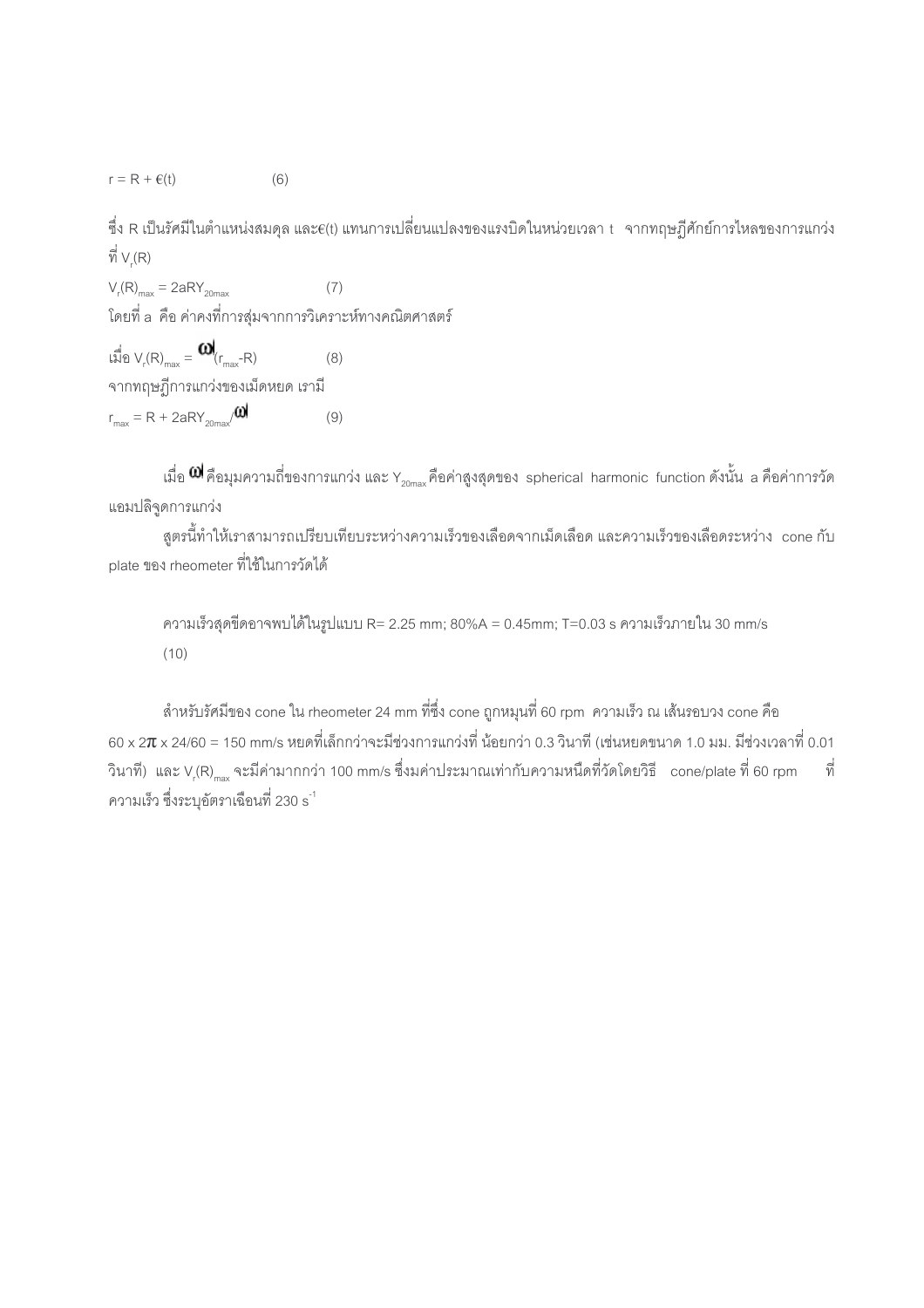$r = R + \epsilon(t)$ (6)

ซึ่ง R เป็นรัศมีในตำแหน่งสมดุล และ$\epsilon(t)$ แทนการเปลี่ยนแปลงของแรงบิดในหน่วยเวลา t จากทฤษฎีศักย์การไหลของการแกว่งที่ $V_r(R)$

$V_r(R)_{max} = 2aRY_{20max}$ (7)

โดยที่ a คือ ค่าคงที่การสุ่มจากการวิเคราะห์ทางคณิตศาสตร์

เมื่อ $V_r(R)_{max} = \omega(r_{max}-R)$ (8)

จากทฤษฎีการแกว่งของเม็ดหยด เรามี

$r_{max} = R + 2aRY_{20max}/\omega$ (9)

เมื่อ $\omega$ คือมุมความถี่ของการแกว่ง และ $Y_{20max}$ คือค่าสูงสุดของ spherical harmonic function ดังนั้น a คือค่าการวัดแอมปลิจูดการแกว่ง

สูตรนี้ทำให้เราสามารถเปรียบเทียบระหว่างความเร็วของเลือดจากเม็ดเลือด และความเร็วของเลือดระหว่าง cone กับ plate ของ rheometer ที่ใช้ในการวัดได้

ความเร็วสุดขีดอาจพบได้ในรูปแบบ R= 2.25 mm; 80%A = 0.45mm; T=0.03 s ความเร็วภายใน 30 mm/s (10)

สำหรับรัศมีของ cone ใน rheometer 24 mm ที่ซึ่ง cone ถูกหมุนที่ 60 rpm ความเร็ว ณ เส้นรอบวง cone คือ $60 \times 2\pi \times 24/60 = 150$ mm/s หยดที่เล็กกว่าจะมีช่วงการแกว่งที่ น้อยกว่า 0.3 วินาที (เช่นหยดขนาด 1.0 มม. มีช่วงเวลาที่ 0.01 วินาที) และ $V_r(R)_{max}$ จะมีค่ามากกว่า 100 mm/s ซึ่งมีค่าประมาณเท่ากับความหนืดที่วัดโดยวิธี cone/plate ที่ 60 rpm ที่ความเร็ว ซึ่งระบุอัตราเฉือนที่ 230 $s^{-1}$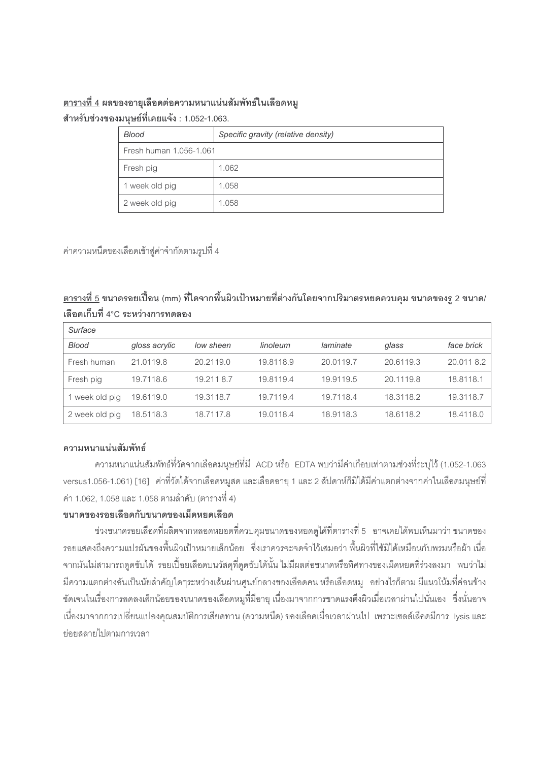<u>ตารางที่ 4</u> **ผลของอายุเลือดต่อความหนาแน่นสัมพัทธ์ในเลือดหมู**

**สำหรับช่วงของมนุษย์ที่เคยแจ้ง** : 1.052-1.063.

| *Blood* | *Specific gravity (relative density)* |
|---|---|
| Fresh human 1.056-1.061 | |
| Fresh pig | 1.062 |
| 1 week old pig | 1.058 |
| 2 week old pig | 1.058 |

ค่าความหนืดของเลือดเข้าสู่ค่าจำกัดตามรูปที่ 4

<u>ตารางที่ 5</u> **ขนาดรอยเปื้อน** (mm) **ที่ได้จากพื้นผิวเป้าหมายที่ต่างกันโดยจากปริมาตรหยดควบคุม ขนาดของรู 2 ขนาด/เลือดเก็บที่ 4°C ระหว่างการทดลอง**

| *Surface* | | | | | | |
|---|---|---|---|---|---|---|
| *Blood* | *gloss acrylic* | *low sheen* | *linoleum* | *laminate* | *glass* | *face brick* |
| Fresh human | 21.0119.8 | 20.2119.0 | 19.8118.9 | 20.0119.7 | 20.6119.3 | 20.011 8.2 |
| Fresh pig | 19.7118.6 | 19.211 8.7 | 19.8119.4 | 19.9119.5 | 20.1119.8 | 18.8118.1 |
| 1 week old pig | 19.6119.0 | 19.3118.7 | 19.7119.4 | 19.7118.4 | 18.3118.2 | 19.3118.7 |
| 2 week old pig | 18.5118.3 | 18.7117.8 | 19.0118.4 | 18.9118.3 | 18.6118.2 | 18.4118.0 |

**ความหนาแน่นสัมพัทธ์**

ความหนาแน่นสัมพัทธ์ที่วัดจากเลือดมนุษย์ที่มี ACD หรือ EDTA พบว่ามีค่าเกือบเท่าตามช่วงที่ระบุไว้ (1.052-1.063 versus1.056-1.061) [16] ค่าที่วัดได้จากเลือดหมูสด และเลือดอายุ 1 และ 2 สัปดาห์ก็มิได้มีค่าแตกต่างจากค่าในเลือดมนุษย์ที่ค่า 1.062, 1.058 และ 1.058 ตามลำดับ (ตารางที่ 4)

**ขนาดของรอยเลือดกับขนาดของเม็ดหยดเลือด**

ช่วงขนาดรอยเลือดที่ผลิตจากหลอดหยดที่ควบคุมขนาดของหยดดูได้ที่ตารางที่ 5 อาจเคยได้พบเห็นมาว่า ขนาดของรอยแสดงถึงความแปรผันของพื้นผิวเป้าหมายเล็กน้อย ซึ่งเราควรจะจดจำไว้เสมอว่า พื้นผิวที่ใช้มิได้เหมือนกับพรมหรือผ้า เนื่องจากมันไม่สามารถดูดซับได้ รอยเปื้อยเลือดบนวัสดุที่ดูดซับได้นั้น ไม่มีผลต่อขนาดหรือทิศทางของเม็ดหยดที่ร่วงลงมา พบว่าไม่มีความแตกต่างอันเป็นนัยสำคัญใดๆระหว่างเส้นผ่านศูนย์กลางของเลือดคน หรือเลือดหมู อย่างไรก็ตาม มีแนวโน้มที่ค่อนข้างชัดเจนในเรื่องการลดลงเล็กน้อยของขนาดของเลือดหมูที่มีอายุ เนื่องมาจากการขาดแรงตึงผิวเมื่อเวลาผ่านไปนั่นเอง ซึ่งนั่นอาจเนื่องมาจากการเปลี่ยนแปลงคุณสมบัติการเสียดทาน (ความหนืด) ของเลือดเมื่อเวลาผ่านไป เพราะเซลล์เลือดมีการ lysis และย่อยสลายไปตามการเวลา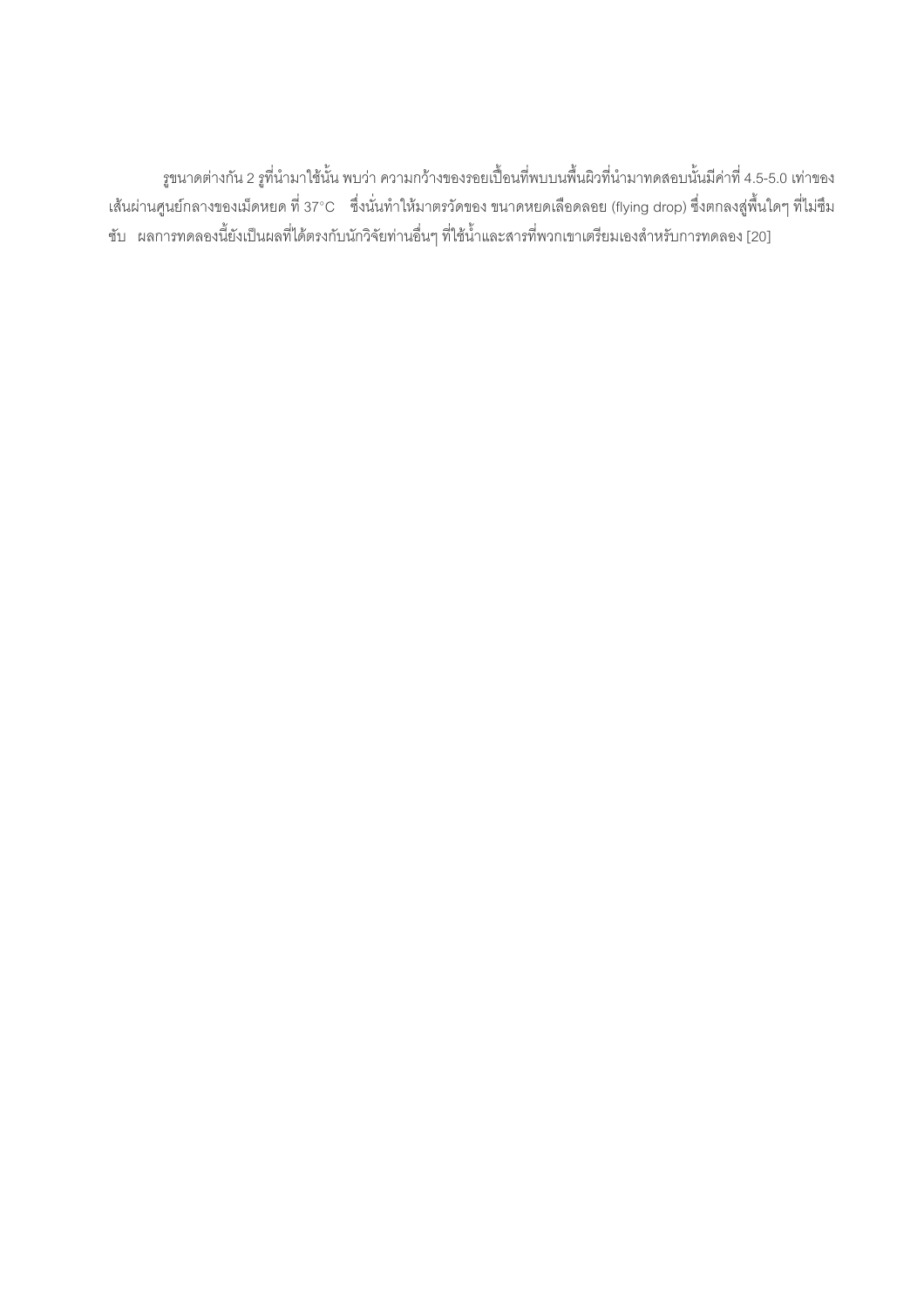รูขนาดต่างกัน 2 รูที่นำมาใช้นั้น พบว่า ความกว้างของรอยเปื้อนที่พบบนพื้นผิวที่นำมาทดสอบนั้นมีค่าที่ 4.5-5.0 เท่าของเส้นผ่านศูนย์กลางของเม็ดหยด ที่ 37°C ซึ่งนั่นทำให้มาตรวัดของ ขนาดหยดเลือดลอย (flying drop) ซึ่งตกลงสู่พื้นใดๆ ที่ไม่ซึมซับ ผลการทดลองนี้ยังเป็นผลที่ได้ตรงกับนักวิจัยท่านอื่นๆ ที่ใช้น้ำและสารที่พวกเขาเตรียมเองสำหรับการทดลอง [20]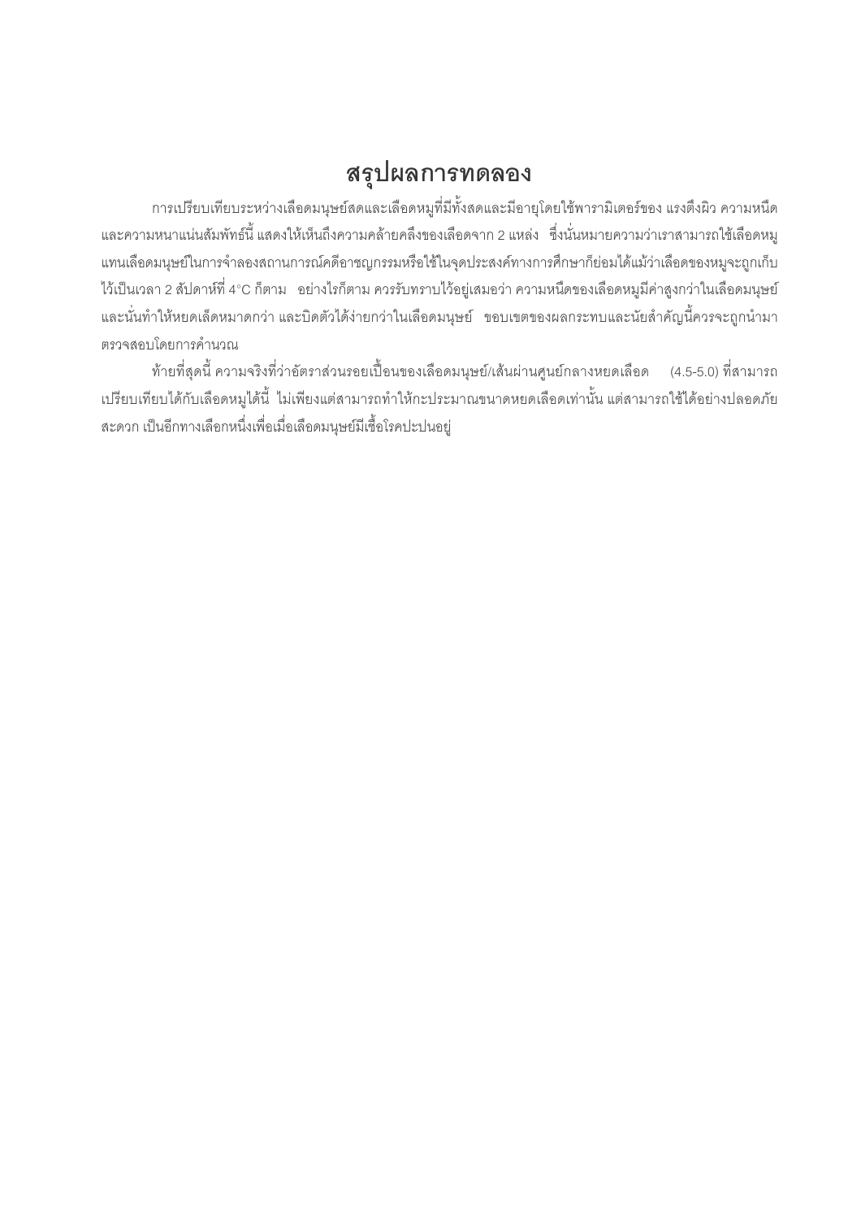# สรุปผลการทดลอง

การเปรียบเทียบระหว่างเลือดมนุษย์สดและเลือดหมูที่มีทั้งสดและมีอายุโดยใช้พารามิเตอร์ของ แรงตึงผิว ความหนืด และความหนาแน่นสัมพัทธ์นี้ แสดงให้เห็นถึงความคล้ายคลึงของเลือดจาก 2 แหล่ง ซึ่งนั่นหมายความว่าเราสามารถใช้เลือดหมูแทนเลือดมนุษย์ในการจำลองสถานการณ์คดีอาชญกรรมหรือใช้ในจุดประสงค์ทางการศึกษาก็ย่อมได้แม้ว่าเลือดของหมูจะถูกเก็บไว้เป็นเวลา 2 สัปดาห์ที่ 4°C ก็ตาม อย่างไรก็ตาม ควรรับทราบไว้อยู่เสมอว่า ความหนืดของเลือดหมูมีค่าสูงกว่าในเลือดมนุษย์ และนั่นทำให้หยดเล็ดหมาดกว่า และบิดตัวได้ง่ายกว่าในเลือดมนุษย์ ขอบเขตของผลกระทบและนัยสำคัญนี้ควรจะถูกนำมาตรวจสอบโดยการคำนวณ

ท้ายที่สุดนี้ ความจริงที่ว่าอัตราส่วนรอยเปื้อนของเลือดมนุษย์/เส้นผ่านศูนย์กลางหยดเลือด (4.5-5.0) ที่สามารถเปรียบเทียบได้กับเลือดหมูได้นี้ ไม่เพียงแต่สามารถทำให้กะประมาณขนาดหยดเลือดเท่านั้น แต่สามารถใช้ได้อย่างปลอดภัย สะดวก เป็นอีกทางเลือกหนึ่งเพื่อเมื่อเลือดมนุษย์มีเชื้อโรคปะปนอยู่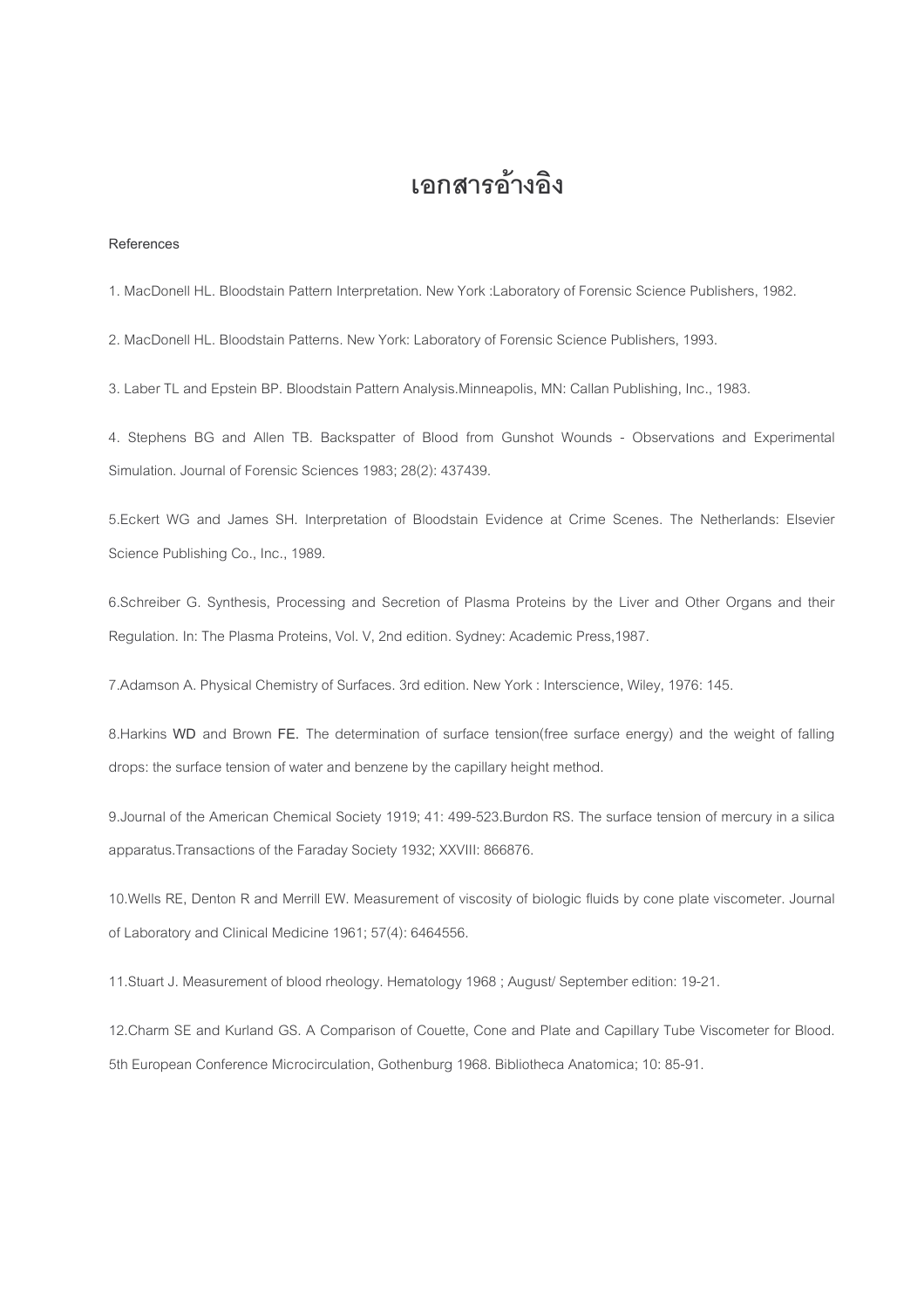# เอกสารอ้างอิง

References

1. MacDonell HL. Bloodstain Pattern Interpretation. New York :Laboratory of Forensic Science Publishers, 1982.

2. MacDonell HL. Bloodstain Patterns. New York: Laboratory of Forensic Science Publishers, 1993.

3. Laber TL and Epstein BP. Bloodstain Pattern Analysis.Minneapolis, MN: Callan Publishing, Inc., 1983.

4. Stephens BG and Allen TB. Backspatter of Blood from Gunshot Wounds - Observations and Experimental Simulation. Journal of Forensic Sciences 1983; 28(2): 437439.

5.Eckert WG and James SH. Interpretation of Bloodstain Evidence at Crime Scenes. The Netherlands: Elsevier Science Publishing Co., Inc., 1989.

6.Schreiber G. Synthesis, Processing and Secretion of Plasma Proteins by the Liver and Other Organs and their Regulation. In: The Plasma Proteins, Vol. V, 2nd edition. Sydney: Academic Press,1987.

7.Adamson A. Physical Chemistry of Surfaces. 3rd edition. New York : Interscience, Wiley, 1976: 145.

8.Harkins WD and Brown FE. The determination of surface tension(free surface energy) and the weight of falling drops: the surface tension of water and benzene by the capillary height method.

9.Journal of the American Chemical Society 1919; 41: 499-523.Burdon RS. The surface tension of mercury in a silica apparatus.Transactions of the Faraday Society 1932; XXVIII: 866876.

10.Wells RE, Denton R and Merrill EW. Measurement of viscosity of biologic fluids by cone plate viscometer. Journal of Laboratory and Clinical Medicine 1961; 57(4): 6464556.

11.Stuart J. Measurement of blood rheology. Hematology 1968 ; August/ September edition: 19-21.

12.Charm SE and Kurland GS. A Comparison of Couette, Cone and Plate and Capillary Tube Viscometer for Blood. 5th European Conference Microcirculation, Gothenburg 1968. Bibliotheca Anatomica; 10: 85-91.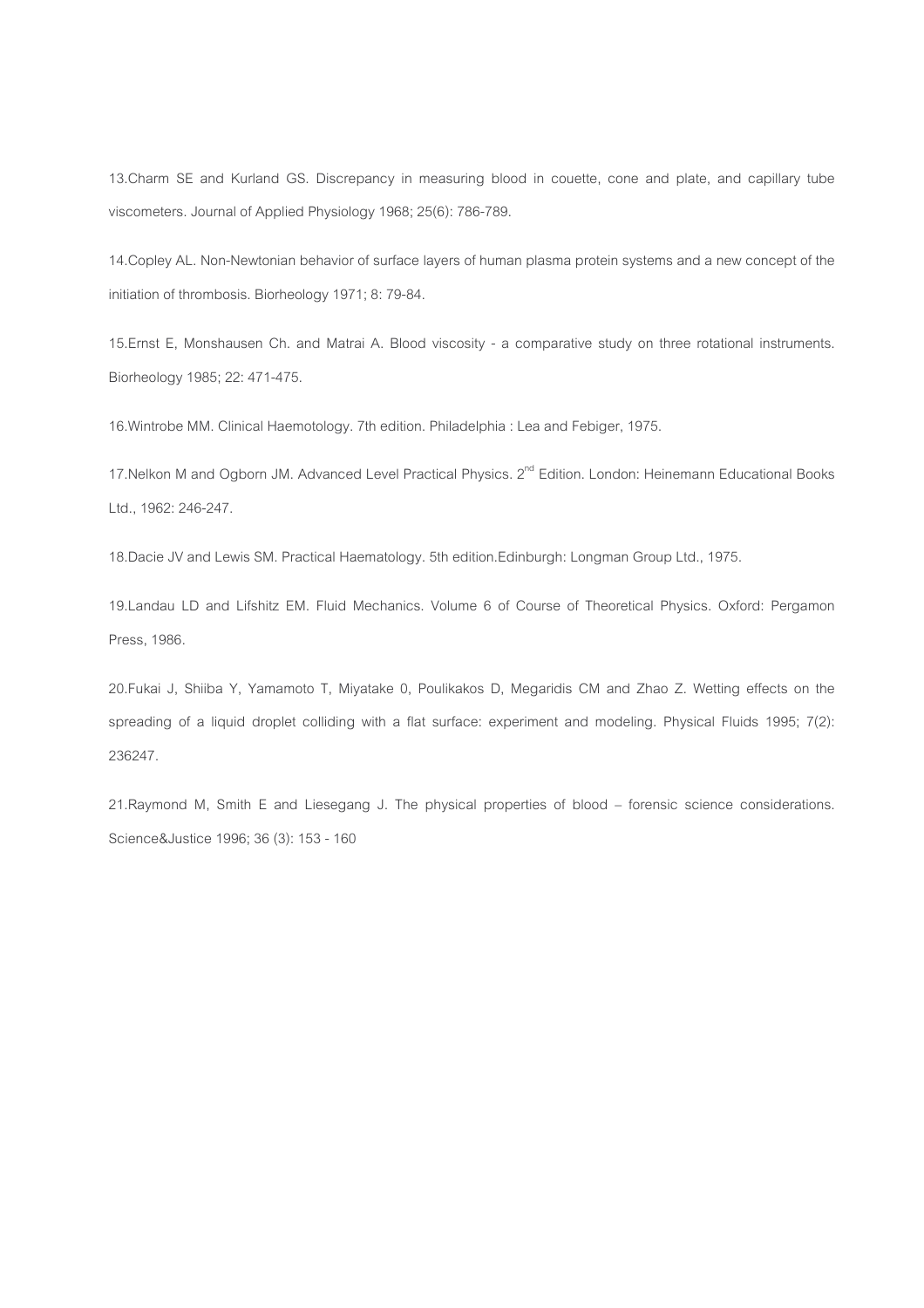13.Charm SE and Kurland GS. Discrepancy in measuring blood in couette, cone and plate, and capillary tube viscometers. Journal of Applied Physiology 1968; 25(6): 786-789.

14.Copley AL. Non-Newtonian behavior of surface layers of human plasma protein systems and a new concept of the initiation of thrombosis. Biorheology 1971; 8: 79-84.

15.Ernst E, Monshausen Ch. and Matrai A. Blood viscosity - a comparative study on three rotational instruments. Biorheology 1985; 22: 471-475.

16.Wintrobe MM. Clinical Haemotology. 7th edition. Philadelphia : Lea and Febiger, 1975.

17.Nelkon M and Ogborn JM. Advanced Level Practical Physics. 2nd Edition. London: Heinemann Educational Books Ltd., 1962: 246-247.

18.Dacie JV and Lewis SM. Practical Haematology. 5th edition.Edinburgh: Longman Group Ltd., 1975.

19.Landau LD and Lifshitz EM. Fluid Mechanics. Volume 6 of Course of Theoretical Physics. Oxford: Pergamon Press, 1986.

20.Fukai J, Shiiba Y, Yamamoto T, Miyatake 0, Poulikakos D, Megaridis CM and Zhao Z. Wetting effects on the spreading of a liquid droplet colliding with a flat surface: experiment and modeling. Physical Fluids 1995; 7(2): 236247.

21.Raymond M, Smith E and Liesegang J. The physical properties of blood – forensic science considerations. Science&Justice 1996; 36 (3): 153 - 160